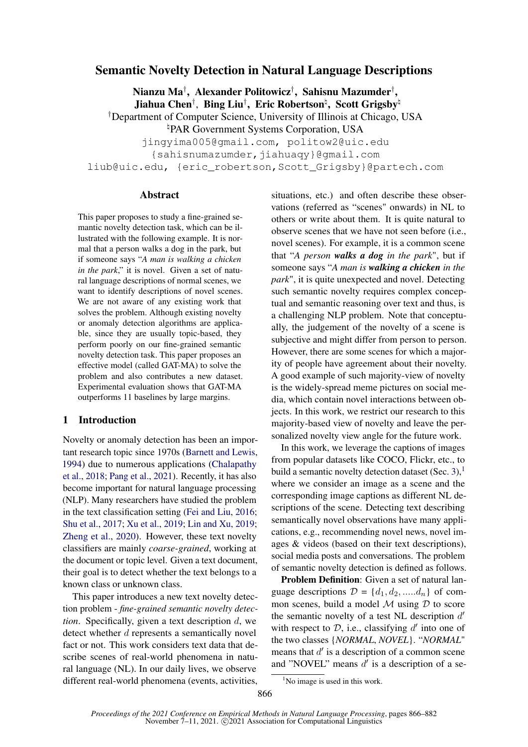# Semantic Novelty Detection in Natural Language Descriptions

**Nianzu Ma**[†], **Alexander Politowicz**[†], **Sahisnu Mazumder**[†], **Jiahua Chen**[†], **Bing Liu**[†], **Eric Robertson**[♮], **Scott Grigsby**[♮]

[†]Department of Computer Science, University of Illinois at Chicago, USA

[♮]PAR Government Systems Corporation, USA

jingyima005@gmail.com, politow2@uic.edu

{sahisnumazumder,jiahuaqy}@gmail.com

liub@uic.edu, {eric_robertson,Scott_Grigsby}@partech.com

## Abstract

This paper proposes to study a fine-grained semantic novelty detection task, which can be illustrated with the following example. It is normal that a person walks a dog in the park, but if someone says "*A man is walking a chicken in the park*," it is novel. Given a set of natural language descriptions of normal scenes, we want to identify descriptions of novel scenes. We are not aware of any existing work that solves the problem. Although existing novelty or anomaly detection algorithms are applicable, since they are usually topic-based, they perform poorly on our fine-grained semantic novelty detection task. This paper proposes an effective model (called GAT-MA) to solve the problem and also contributes a new dataset. Experimental evaluation shows that GAT-MA outperforms 11 baselines by large margins.

## 1 Introduction

Novelty or anomaly detection has been an important research topic since 1970s (Barnett and Lewis, 1994) due to numerous applications (Chalapathy et al., 2018; Pang et al., 2021). Recently, it has also become important for natural language processing (NLP). Many researchers have studied the problem in the text classification setting (Fei and Liu, 2016; Shu et al., 2017; Xu et al., 2019; Lin and Xu, 2019; Zheng et al., 2020). However, these text novelty classifiers are mainly *coarse-grained*, working at the document or topic level. Given a text document, their goal is to detect whether the text belongs to a known class or unknown class.

This paper introduces a new text novelty detection problem - *fine-grained semantic novelty detection*. Specifically, given a text description $d$, we detect whether $d$ represents a semantically novel fact or not. This work considers text data that describe scenes of real-world phenomena in natural language (NL). In our daily lives, we observe different real-world phenomena (events, activities, situations, etc.) and often describe these observations (referred as "scenes" onwards) in NL to others or write about them. It is quite natural to observe scenes that we have not seen before (i.e., novel scenes). For example, it is a common scene that "*A person **walks a dog** in the park*", but if someone says "*A man is **walking a chicken** in the park*", it is quite unexpected and novel. Detecting such semantic novelty requires complex conceptual and semantic reasoning over text and thus, is a challenging NLP problem. Note that conceptually, the judgement of the novelty of a scene is subjective and might differ from person to person. However, there are some scenes for which a majority of people have agreement about their novelty. A good example of such majority-view of novelty is the widely-spread meme pictures on social media, which contain novel interactions between objects. In this work, we restrict our research to this majority-based view of novelty and leave the personalized novelty view angle for the future work.

In this work, we leverage the captions of images from popular datasets like COCO, Flickr, etc., to build a semantic novelty detection dataset (Sec. 3),[1] where we consider an image as a scene and the corresponding image captions as different NL descriptions of the scene. Detecting text describing semantically novel observations have many applications, e.g., recommending novel news, novel images & videos (based on their text descriptions), social media posts and conversations. The problem of semantic novelty detection is defined as follows.

**Problem Definition**: Given a set of natural language descriptions $\mathcal{D} = \{d_1, d_2, .....d_n\}$ of common scenes, build a model $\mathcal{M}$ using $\mathcal{D}$ to score the semantic novelty of a test NL description $d'$ with respect to $\mathcal{D}$, i.e., classifying $d'$ into one of the two classes {*NORMAL*, *NOVEL*}. "*NORMAL*" means that $d'$ is a description of a common scene and "NOVEL" means $d'$ is a description of a se-

[1]No image is used in this work.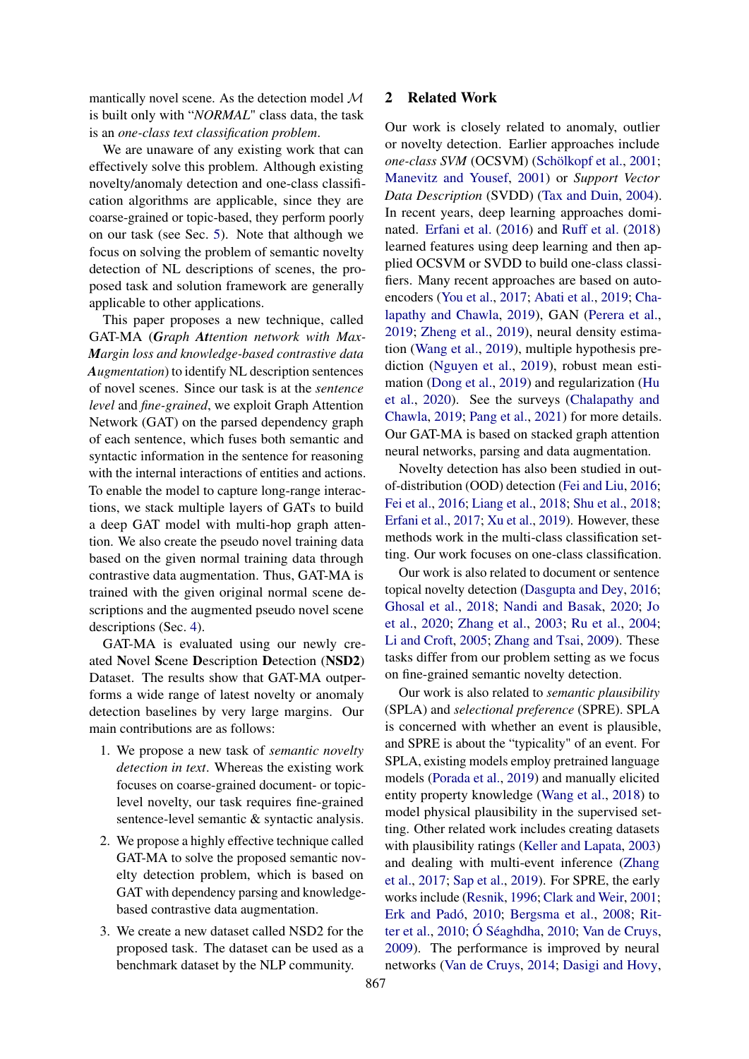mantically novel scene. As the detection model $\mathcal{M}$ is built only with "*NORMAL*" class data, the task is an *one-class text classification problem*.

We are unaware of any existing work that can effectively solve this problem. Although existing novelty/anomaly detection and one-class classification algorithms are applicable, since they are coarse-grained or topic-based, they perform poorly on our task (see Sec. 5). Note that although we focus on solving the problem of semantic novelty detection of NL descriptions of scenes, the proposed task and solution framework are generally applicable to other applications.

This paper proposes a new technique, called GAT-MA (***G**raph **At**tention network with **M**ax-Margin loss and knowledge-based contrastive data **A**ugmentation*) to identify NL description sentences of novel scenes. Since our task is at the *sentence level* and *fine-grained*, we exploit Graph Attention Network (GAT) on the parsed dependency graph of each sentence, which fuses both semantic and syntactic information in the sentence for reasoning with the internal interactions of entities and actions. To enable the model to capture long-range interactions, we stack multiple layers of GATs to build a deep GAT model with multi-hop graph attention. We also create the pseudo novel training data based on the given normal training data through contrastive data augmentation. Thus, GAT-MA is trained with the given original normal scene descriptions and the augmented pseudo novel scene descriptions (Sec. 4).

GAT-MA is evaluated using our newly created **N**ovel **S**cene **D**escription **D**etection (**NSD2**) Dataset. The results show that GAT-MA outperforms a wide range of latest novelty or anomaly detection baselines by very large margins. Our main contributions are as follows:

1. We propose a new task of *semantic novelty detection in text*. Whereas the existing work focuses on coarse-grained document- or topic-level novelty, our task requires fine-grained sentence-level semantic & syntactic analysis.
2. We propose a highly effective technique called GAT-MA to solve the proposed semantic novelty detection problem, which is based on GAT with dependency parsing and knowledge-based contrastive data augmentation.
3. We create a new dataset called NSD2 for the proposed task. The dataset can be used as a benchmark dataset by the NLP community.

## 2 Related Work

Our work is closely related to anomaly, outlier or novelty detection. Earlier approaches include *one-class SVM* (OCSVM) (Schölkopf et al., 2001; Manevitz and Yousef, 2001) or *Support Vector Data Description* (SVDD) (Tax and Duin, 2004). In recent years, deep learning approaches dominated. Erfani et al. (2016) and Ruff et al. (2018) learned features using deep learning and then applied OCSVM or SVDD to build one-class classifiers. Many recent approaches are based on autoencoders (You et al., 2017; Abati et al., 2019; Chalapathy and Chawla, 2019), GAN (Perera et al., 2019; Zheng et al., 2019), neural density estimation (Wang et al., 2019), multiple hypothesis prediction (Nguyen et al., 2019), robust mean estimation (Dong et al., 2019) and regularization (Hu et al., 2020). See the surveys (Chalapaty and Chawla, 2019; Pang et al., 2021) for more details. Our GAT-MA is based on stacked graph attention neural networks, parsing and data augmentation.

Novelty detection has also been studied in out-of-distribution (OOD) detection (Fei and Liu, 2016; Fei et al., 2016; Liang et al., 2018; Shu et al., 2018; Erfani et al., 2017; Xu et al., 2019). However, these methods work in the multi-class classification setting. Our work focuses on one-class classification.

Our work is also related to document or sentence topical novelty detection (Dasgupta and Dey, 2016; Ghosal et al., 2018; Nandi and Basak, 2020; Jo et al., 2020; Zhang et al., 2003; Ru et al., 2004; Li and Croft, 2005; Zhang and Tsai, 2009). These tasks differ from our problem setting as we focus on fine-grained semantic novelty detection.

Our work is also related to *semantic plausibility* (SPLA) and *selectional preference* (SPRE). SPLA is concerned with whether an event is plausible, and SPRE is about the "typicality" of an event. For SPLA, existing models employ pretrained language models (Porada et al., 2019) and manually elicited entity property knowledge (Wang et al., 2018) to model physical plausibility in the supervised setting. Other related work includes creating datasets with plausibility ratings (Keller and Lapata, 2003) and dealing with multi-event inference (Zhang et al., 2017; Sap et al., 2019). For SPRE, the early works include (Resnik, 1996; Clark and Weir, 2001; Erk and Padó, 2010; Bergsma et al., 2008; Ritter et al., 2010; Ó Séaghdha, 2010; Van de Cruys, 2009). The performance is improved by neural networks (Van de Cruys, 2014; Dasigi and Hovy,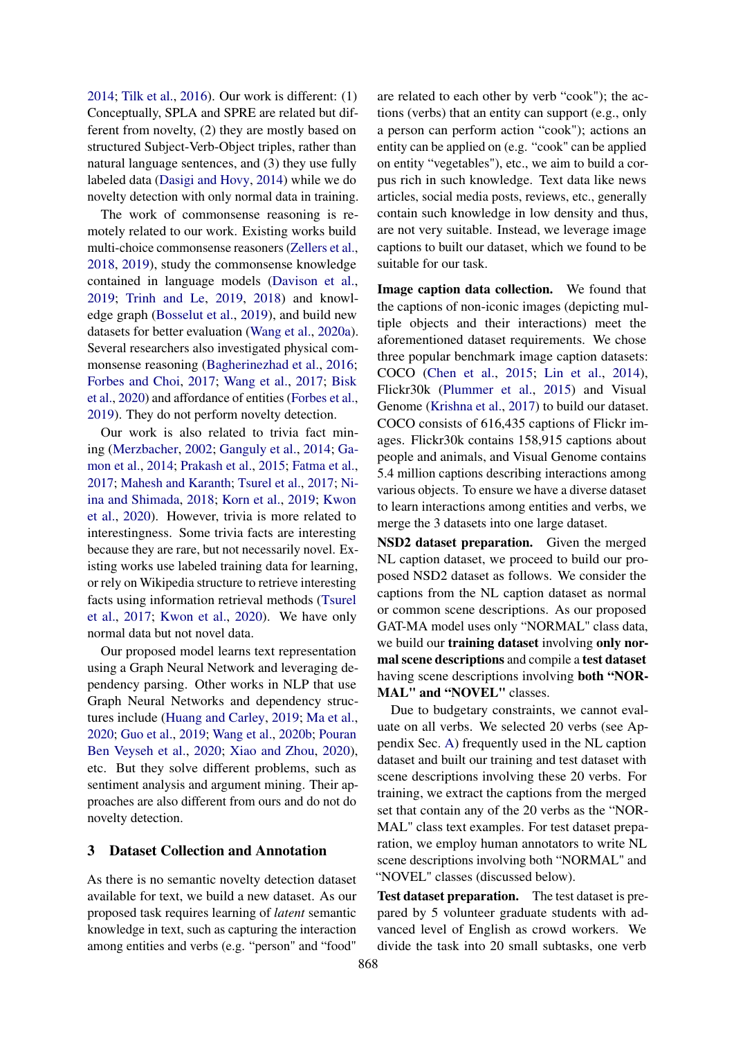2014; Tilk et al., 2016). Our work is different: (1) Conceptually, SPLA and SPRE are related but different from novelty, (2) they are mostly based on structured Subject-Verb-Object triples, rather than natural language sentences, and (3) they use fully labeled data (Dasigi and Hovy, 2014) while we do novelty detection with only normal data in training.

The work of commonsense reasoning is remotely related to our work. Existing works build multi-choice commonsense reasoners (Zellers et al., 2018, 2019), study the commonsense knowledge contained in language models (Davison et al., 2019; Trinh and Le, 2019, 2018) and knowledge graph (Bosselut et al., 2019), and build new datasets for better evaluation (Wang et al., 2020a). Several researchers also investigated physical commonsense reasoning (Bagherinezhad et al., 2016; Forbes and Choi, 2017; Wang et al., 2017; Bisk et al., 2020) and affordance of entities (Forbes et al., 2019). They do not perform novelty detection.

Our work is also related to trivia fact mining (Merzbacher, 2002; Ganguly et al., 2014; Gamon et al., 2014; Prakash et al., 2015; Fatma et al., 2017; Mahesh and Karanth; Tsurel et al., 2017; Niina and Shimada, 2018; Korn et al., 2019; Kwon et al., 2020). However, trivia is more related to interestingness. Some trivia facts are interesting because they are rare, but not necessarily novel. Existing works use labeled training data for learning, or rely on Wikipedia structure to retrieve interesting facts using information retrieval methods (Tsurel et al., 2017; Kwon et al., 2020). We have only normal data but not novel data.

Our proposed model learns text representation using a Graph Neural Network and leveraging dependency parsing. Other works in NLP that use Graph Neural Networks and dependency structures include (Huang and Carley, 2019; Ma et al., 2020; Guo et al., 2019; Wang et al., 2020b; Pouran Ben Veyseh et al., 2020; Xiao and Zhou, 2020), etc. But they solve different problems, such as sentiment analysis and argument mining. Their approaches are also different from ours and do not do novelty detection.

## 3 Dataset Collection and Annotation

As there is no semantic novelty detection dataset available for text, we build a new dataset. As our proposed task requires learning of *latent* semantic knowledge in text, such as capturing the interaction among entities and verbs (e.g. "person" and "food" are related to each other by verb "cook"); the actions (verbs) that an entity can support (e.g., only a person can perform action "cook"); actions an entity can be applied on (e.g. "cook" can be applied on entity "vegetables"), etc., we aim to build a corpus rich in such knowledge. Text data like news articles, social media posts, reviews, etc., generally contain such knowledge in low density and thus, are not very suitable. Instead, we leverage image captions to built our dataset, which we found to be suitable for our task.

**Image caption data collection.** We found that the captions of non-iconic images (depicting multiple objects and their interactions) meet the aforementioned dataset requirements. We chose three popular benchmark image caption datasets: COCO (Chen et al., 2015; Lin et al., 2014), Flickr30k (Plummer et al., 2015) and Visual Genome (Krishna et al., 2017) to build our dataset. COCO consists of 616,435 captions of Flickr images. Flickr30k contains 158,915 captions about people and animals, and Visual Genome contains 5.4 million captions describing interactions among various objects. To ensure we have a diverse dataset to learn interactions among entities and verbs, we merge the 3 datasets into one large dataset.

**NSD2 dataset preparation.** Given the merged NL caption dataset, we proceed to build our proposed NSD2 dataset as follows. We consider the captions from the NL caption dataset as normal or common scene descriptions. As our proposed GAT-MA model uses only "NORMAL" class data, we build our **training dataset** involving **only normal scene descriptions** and compile a **test dataset** having scene descriptions involving **both "NORMAL" and "NOVEL"** classes.

Due to budgetary constraints, we cannot evaluate on all verbs. We selected 20 verbs (see Appendix Sec. A) frequently used in the NL caption dataset and built our training and test dataset with scene descriptions involving these 20 verbs. For training, we extract the captions from the merged set that contain any of the 20 verbs as the "NORMAL" class text examples. For test dataset preparation, we employ human annotators to write NL scene descriptions involving both "NORMAL" and "NOVEL" classes (discussed below).

**Test dataset preparation.** The test dataset is prepared by 5 volunteer graduate students with advanced level of English as crowd workers. We divide the task into 20 small subtasks, one verb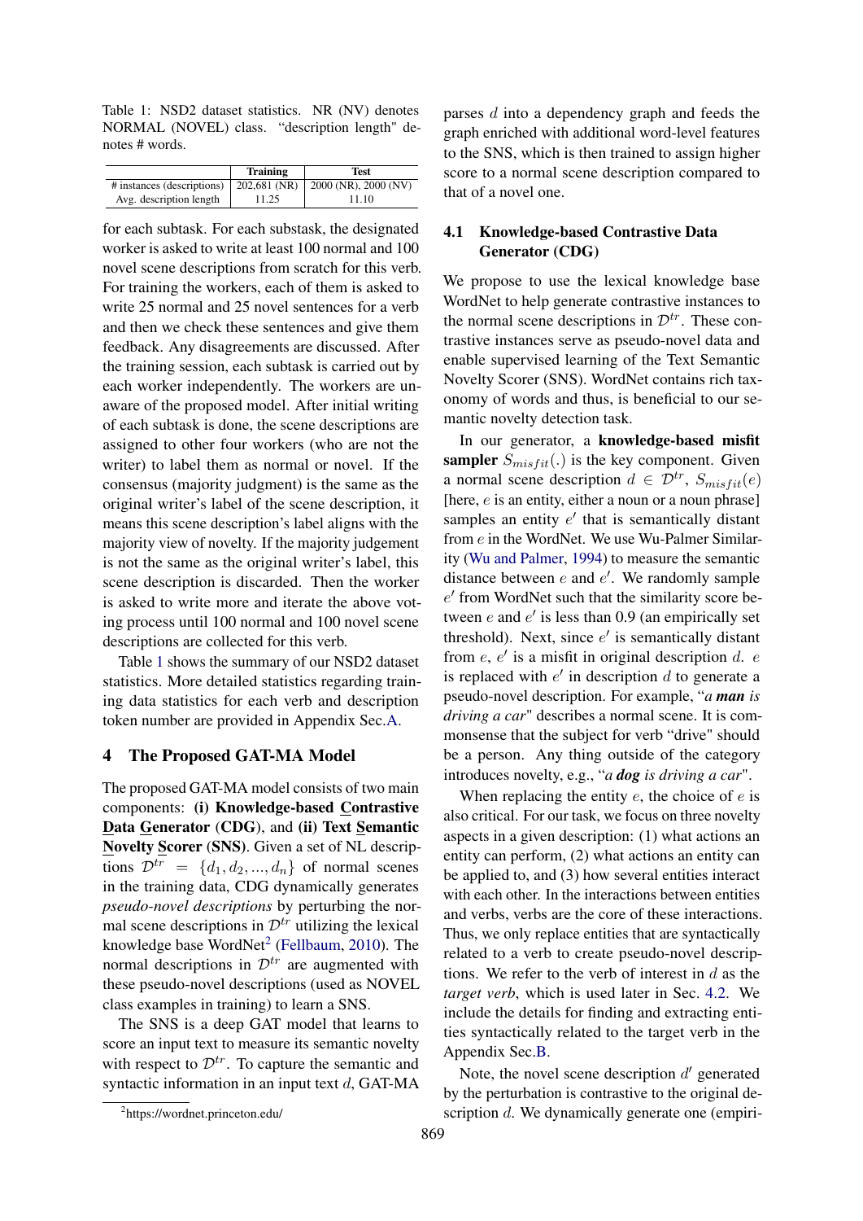Table 1: NSD2 dataset statistics. NR (NV) denotes NORMAL (NOVEL) class. "description length" denotes # words.

| | Training | Test |
|---|---|---|
| # instances (descriptions) | 202,681 (NR) | 2000 (NR), 2000 (NV) |
| Avg. description length | 11.25 | 11.10 |

for each subtask. For each substask, the designated worker is asked to write at least 100 normal and 100 novel scene descriptions from scratch for this verb. For training the workers, each of them is asked to write 25 normal and 25 novel sentences for a verb and then we check these sentences and give them feedback. Any disagreements are discussed. After the training session, each subtask is carried out by each worker independently. The workers are unaware of the proposed model. After initial writing of each subtask is done, the scene descriptions are assigned to other four workers (who are not the writer) to label them as normal or novel. If the consensus (majority judgment) is the same as the original writer's label of the scene description, it means this scene description's label aligns with the majority view of novelty. If the majority judgement is not the same as the original writer's label, this scene description is discarded. Then the worker is asked to write more and iterate the above voting process until 100 normal and 100 novel scene descriptions are collected for this verb.

Table 1 shows the summary of our NSD2 dataset statistics. More detailed statistics regarding training data statistics for each verb and description token number are provided in Appendix Sec.A.

# 4 The Proposed GAT-MA Model

The proposed GAT-MA model consists of two main components: **(i) Knowledge-based Contrastive Data Generator (CDG)**, and **(ii) Text Semantic Novelty Scorer (SNS)**. Given a set of NL descriptions $\mathcal{D}^{tr} = \{d_1, d_2, ..., d_n\}$ of normal scenes in the training data, CDG dynamically generates *pseudo-novel descriptions* by perturbing the normal scene descriptions in $\mathcal{D}^{tr}$ utilizing the lexical knowledge base WordNet[2] (Fellbaum, 2010). The normal descriptions in $\mathcal{D}^{tr}$ are augmented with these pseudo-novel descriptions (used as NOVEL class examples in training) to learn a SNS.

The SNS is a deep GAT model that learns to score an input text to measure its semantic novelty with respect to $\mathcal{D}^{tr}$. To capture the semantic and syntactic information in an input text $d$, GAT-MA parses $d$ into a dependency graph and feeds the graph enriched with additional word-level features to the SNS, which is then trained to assign higher score to a normal scene description compared to that of a novel one.

[2] https://wordnet.princeton.edu/

## 4.1 Knowledge-based Contrastive Data Generator (CDG)

We propose to use the lexical knowledge base WordNet to help generate contrastive instances to the normal scene descriptions in $\mathcal{D}^{tr}$. These contrastive instances serve as pseudo-novel data and enable supervised learning of the Text Semantic Novelty Scorer (SNS). WordNet contains rich taxonomy of words and thus, is beneficial to our semantic novelty detection task.

In our generator, a **knowledge-based misfit sampler** $S_{misfit}(.)$ is the key component. Given a normal scene description $d \in \mathcal{D}^{tr}$, $S_{misfit}(e)$ [here, $e$ is an entity, either a noun or a noun phrase] samples an entity $e'$ that is semantically distant from $e$ in the WordNet. We use Wu-Palmer Similarity (Wu and Palmer, 1994) to measure the semantic distance between $e$ and $e'$. We randomly sample $e'$ from WordNet such that the similarity score between $e$ and $e'$ is less than 0.9 (an empirically set threshold). Next, since $e'$ is semantically distant from $e$, $e'$ is a misfit in original description $d$. $e$ is replaced with $e'$ in description $d$ to generate a pseudo-novel description. For example, "*a **man** is driving a car*" describes a normal scene. It is commonsense that the subject for verb "drive" should be a person. Any thing outside of the category introduces novelty, e.g., "*a **dog** is driving a car*".

When replacing the entity $e$, the choice of $e$ is also critical. For our task, we focus on three novelty aspects in a given description: (1) what actions an entity can perform, (2) what actions an entity can be applied to, and (3) how several entities interact with each other. In the interactions between entities and verbs, verbs are the core of these interactions. Thus, we only replace entities that are syntactically related to a verb to create pseudo-novel descriptions. We refer to the verb of interest in $d$ as the *target verb*, which is used later in Sec. 4.2. We include the details for finding and extracting entities syntactically related to the target verb in the Appendix Sec.B.

Note, the novel scene description $d'$ generated by the perturbation is contrastive to the original description $d$. We dynamically generate one (empiri-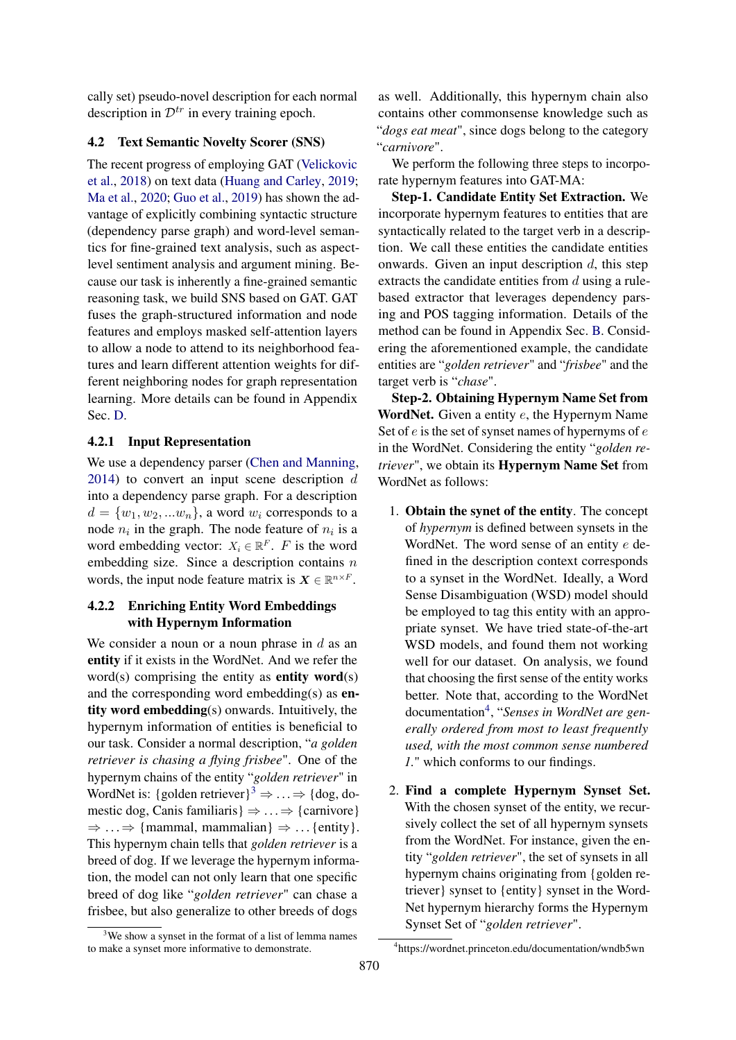cally set) pseudo-novel description for each normal description in $\mathcal{D}^{tr}$ in every training epoch.

### 4.2 Text Semantic Novelty Scorer (SNS)

The recent progress of employing GAT (Velickovic et al., 2018) on text data (Huang and Carley, 2019; Ma et al., 2020; Guo et al., 2019) has shown the advantage of explicitly combining syntactic structure (dependency parse graph) and word-level semantics for fine-grained text analysis, such as aspect-level sentiment analysis and argument mining. Because our task is inherently a fine-grained semantic reasoning task, we build SNS based on GAT. GAT fuses the graph-structured information and node features and employs masked self-attention layers to allow a node to attend to its neighborhood features and learn different attention weights for different neighboring nodes for graph representation learning. More details can be found in Appendix Sec. D.

#### 4.2.1 Input Representation

We use a dependency parser (Chen and Manning, 2014) to convert an input scene description $d$ into a dependency parse graph. For a description $d = \{w_1, w_2, ...w_n\}$, a word $w_i$ corresponds to a node $n_i$ in the graph. The node feature of $n_i$ is a word embedding vector: $X_i \in \mathbb{R}^F$. $F$ is the word embedding size. Since a description contains $n$ words, the input node feature matrix is $\boldsymbol{X} \in \mathbb{R}^{n \times F}$.

#### 4.2.2 Enriching Entity Word Embeddings with Hypernym Information

We consider a noun or a noun phrase in $d$ as an **entity** if it exists in the WordNet. And we refer the word(s) comprising the entity as **entity word**(s) and the corresponding word embedding(s) as **entity word embedding**(s) onwards. Intuitively, the hypernym information of entities is beneficial to our task. Consider a normal description, "*a golden retriever is chasing a flying frisbee*". One of the hypernym chains of the entity "*golden retriever*" in WordNet is: {golden retriever}[3] $\Rightarrow \ldots \Rightarrow$ {dog, domestic dog, Canis familiaris} $\Rightarrow \ldots \Rightarrow$ {carnivore} $\Rightarrow \ldots \Rightarrow$ {mammal, mammalian} $\Rightarrow \ldots$ {entity}. This hypernym chain tells that *golden retriever* is a breed of dog. If we leverage the hypernym information, the model can not only learn that one specific breed of dog like "*golden retriever*" can chase a frisbee, but also generalize to other breeds of dogs as well. Additionally, this hypernym chain also contains other commonsense knowledge such as "*dogs eat meat*", since dogs belong to the category "*carnivore*".

We perform the following three steps to incorporate hypernym features into GAT-MA:

**Step-1. Candidate Entity Set Extraction.** We incorporate hypernym features to entities that are syntactically related to the target verb in a description. We call these entities the candidate entities onwards. Given an input description $d$, this step extracts the candidate entities from $d$ using a rule-based extractor that leverages dependency parsing and POS tagging information. Details of the method can be found in Appendix Sec. B. Considering the aforementioned example, the candidate entities are "*golden retriever*" and "*frisbee*" and the target verb is "*chase*".

**Step-2. Obtaining Hypernym Name Set from WordNet.** Given a entity $e$, the Hypernym Name Set of $e$ is the set of synset names of hypernyms of $e$ in the WordNet. Considering the entity "*golden retriever*", we obtain its **Hypernym Name Set** from WordNet as follows:

1. **Obtain the synet of the entity**. The concept of *hypernym* is defined between synsets in the WordNet. The word sense of an entity $e$ defined in the description context corresponds to a synset in the WordNet. Ideally, a Word Sense Disambiguation (WSD) model should be employed to tag this entity with an appropriate synset. We have tried state-of-the-art WSD models, and found them not working well for our dataset. On analysis, we found that choosing the first sense of the entity works better. Note that, according to the WordNet documentation[4], "*Senses in WordNet are generally ordered from most to least frequently used, with the most common sense numbered 1.*" which conforms to our findings.

2. **Find a complete Hypernym Synset Set.** With the chosen synset of the entity, we recursively collect the set of all hypernym synsets from the WordNet. For instance, given the entity "*golden retriever*", the set of synsets in all hypernym chains originating from {golden retriever} synset to {entity} synset in the WordNet hypernym hierarchy forms the Hypernym Synset Set of "*golden retriever*".

[3] We show a synset in the format of a list of lemma names to make a synset more informative to demonstrate.

[4] https://wordnet.princeton.edu/documentation/wndb5wn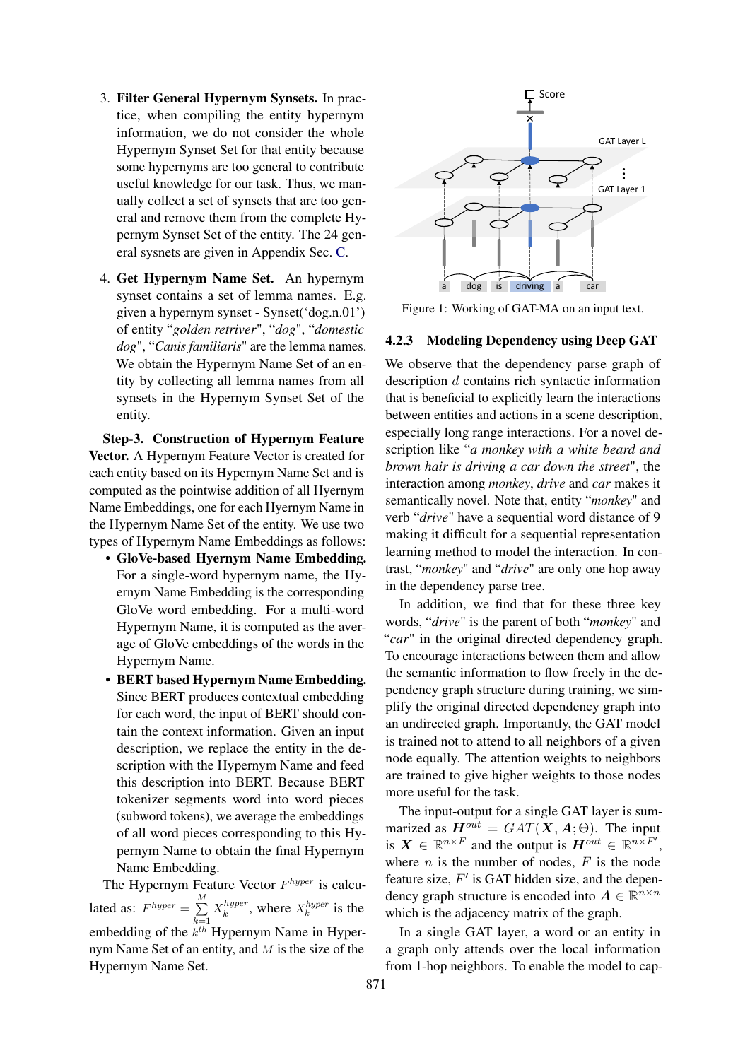3. **Filter General Hypernym Synsets.** In practice, when compiling the entity hypernym information, we do not consider the whole Hypernym Synset Set for that entity because some hypernyms are too general to contribute useful knowledge for our task. Thus, we manually collect a set of synsets that are too general and remove them from the complete Hypernym Synset Set of the entity. The 24 general synsets are given in Appendix Sec. C.

4. **Get Hypernym Name Set.** An hypernym synset contains a set of lemma names. E.g. given a hypernym synset - Synset('dog.n.01') of entity "*golden retriver*", "*dog*", "*domestic dog*", "*Canis familiaris*" are the lemma names. We obtain the Hypernym Name Set of an entity by collecting all lemma names from all synsets in the Hypernym Synset Set of the entity.

**Step-3. Construction of Hypernym Feature Vector.** A Hypernym Feature Vector is created for each entity based on its Hypernym Name Set and is computed as the pointwise addition of all Hyernym Name Embeddings, one for each Hyernym Name in the Hypernym Name Set of the entity. We use two types of Hypernym Name Embeddings as follows:

- **GloVe-based Hyernym Name Embedding.** For a single-word hypernym name, the Hyernym Name Embedding is the corresponding GloVe word embedding. For a multi-word Hypernym Name, it is computed as the average of GloVe embeddings of the words in the Hypernym Name.
- **BERT based Hypernym Name Embedding.** Since BERT produces contextual embedding for each word, the input of BERT should contain the context information. Given an input description, we replace the entity in the description with the Hypernym Name and feed this description into BERT. Because BERT tokenizer segments word into word pieces (subword tokens), we average the embeddings of all word pieces corresponding to this Hypernym Name to obtain the final Hypernym Name Embedding.

The Hypernym Feature Vector $F^{hyper}$ is calculated as: $F^{hyper} = \sum_{k=1}^{M} X_k^{hyper}$, where $X_k^{hyper}$ is the embedding of the $k^{th}$ Hypernym Name in Hypernym Name Set of an entity, and $M$ is the size of the Hypernym Name Set.

Figure 1: Working of GAT-MA on an input text.

#### 4.2.3 Modeling Dependency using Deep GAT

We observe that the dependency parse graph of description $d$ contains rich syntactic information that is beneficial to explicitly learn the interactions between entities and actions in a scene description, especially long range interactions. For a novel description like "*a monkey with a white beard and brown hair is driving a car down the street*", the interaction among *monkey*, *drive* and *car* makes it semantically novel. Note that, entity "*monkey*" and verb "*drive*" have a sequential word distance of 9 making it difficult for a sequential representation learning method to model the interaction. In contrast, "*monkey*" and "*drive*" are only one hop away in the dependency parse tree.

In addition, we find that for these three key words, "*drive*" is the parent of both "*monkey*" and "*car*" in the original directed dependency graph. To encourage interactions between them and allow the semantic information to flow freely in the dependency graph structure during training, we simplify the original directed dependency graph into an undirected graph. Importantly, the GAT model is trained not to attend to all neighbors of a given node equally. The attention weights to neighbors are trained to give higher weights to those nodes more useful for the task.

The input-output for a single GAT layer is summarized as $\boldsymbol{H}^{out} = GAT(\boldsymbol{X}, \boldsymbol{A}; \Theta)$. The input is $\boldsymbol{X} \in \mathbb{R}^{n \times F}$ and the output is $\boldsymbol{H}^{out} \in \mathbb{R}^{n \times F'}$, where $n$ is the number of nodes, $F$ is the node feature size, $F'$ is GAT hidden size, and the dependency graph structure is encoded into $\boldsymbol{A} \in \mathbb{R}^{n \times n}$ which is the adjacency matrix of the graph.

In a single GAT layer, a word or an entity in a graph only attends over the local information from 1-hop neighbors. To enable the model to cap-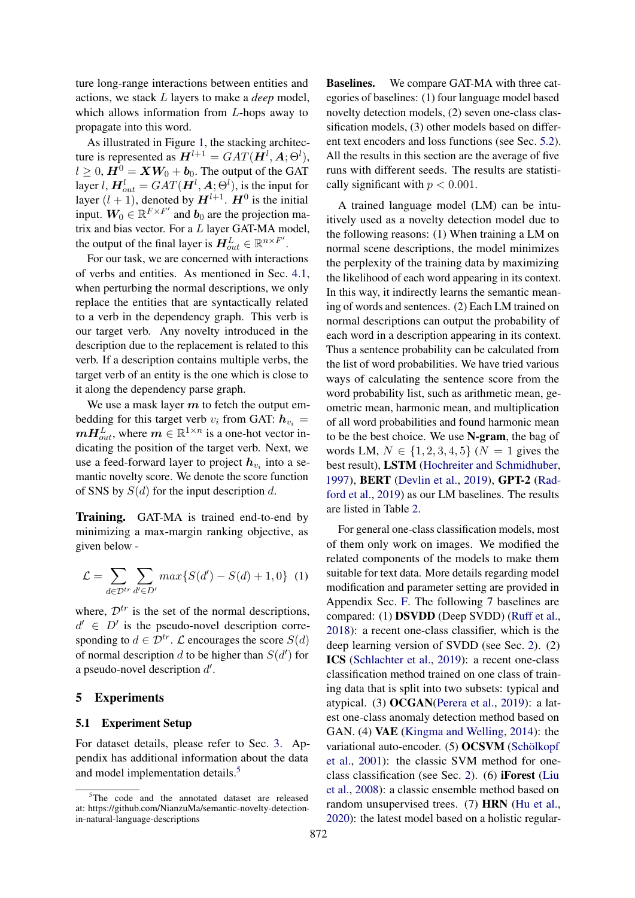ture long-range interactions between entities and actions, we stack $L$ layers to make a *deep* model, which allows information from $L$-hops away to propagate into this word.

As illustrated in Figure 1, the stacking architecture is represented as $\boldsymbol{H}^{l+1} = GAT(\boldsymbol{H}^l, \boldsymbol{A}; \Theta^l)$, $l \geq 0$, $\boldsymbol{H}^0 = \boldsymbol{X}\boldsymbol{W}_0 + \boldsymbol{b}_0$. The output of the GAT layer $l$, $\boldsymbol{H}^l_{out} = GAT(\boldsymbol{H}^l, \boldsymbol{A}; \Theta^l)$, is the input for layer $(l+1)$, denoted by $\boldsymbol{H}^{l+1}$. $\boldsymbol{H}^0$ is the initial input. $\boldsymbol{W}_0 \in \mathbb{R}^{F \times F'}$ and $\boldsymbol{b}_0$ are the projection matrix and bias vector. For a $L$ layer GAT-MA model, the output of the final layer is $\boldsymbol{H}^L_{out} \in \mathbb{R}^{n \times F'}$.

For our task, we are concerned with interactions of verbs and entities. As mentioned in Sec. 4.1, when perturbing the normal descriptions, we only replace the entities that are syntactically related to a verb in the dependency graph. This verb is our target verb. Any novelty introduced in the description due to the replacement is related to this verb. If a description contains multiple verbs, the target verb of an entity is the one which is close to it along the dependency parse graph.

We use a mask layer $\boldsymbol{m}$ to fetch the output embedding for this target verb $v_i$ from GAT: $\boldsymbol{h}_{v_i} = \boldsymbol{m}\boldsymbol{H}^L_{out}$, where $\boldsymbol{m} \in \mathbb{R}^{1 \times n}$ is a one-hot vector indicating the position of the target verb. Next, we use a feed-forward layer to project $\boldsymbol{h}_{v_i}$ into a semantic novelty score. We denote the score function of SNS by $S(d)$ for the input description $d$.

**Training.** GAT-MA is trained end-to-end by minimizing a max-margin ranking objective, as given below -

$$\mathcal{L} = \sum_{d \in \mathcal{D}^{tr}} \sum_{d' \in D'} max\{S(d') - S(d) + 1, 0\} \quad (1)$$

where, $\mathcal{D}^{tr}$ is the set of the normal descriptions, $d' \in D'$ is the pseudo-novel description corresponding to $d \in \mathcal{D}^{tr}$. $\mathcal{L}$ encourages the score $S(d)$ of normal description $d$ to be higher than $S(d')$ for a pseudo-novel description $d'$.

## 5 Experiments

### 5.1 Experiment Setup

For dataset details, please refer to Sec. 3. Appendix has additional information about the data and model implementation details.[5]

[5] The code and the annotated dataset are released at: https://github.com/NianzuMa/semantic-novelty-detection-in-natural-language-descriptions

**Baselines.** We compare GAT-MA with three categories of baselines: (1) four language model based novelty detection models, (2) seven one-class classification models, (3) other models based on different text encoders and loss functions (see Sec. 5.2). All the results in this section are the average of five runs with different seeds. The results are statistically significant with $p < 0.001$.

A trained language model (LM) can be intuitively used as a novelty detection model due to the following reasons: (1) When training a LM on normal scene descriptions, the model minimizes the perplexity of the training data by maximizing the likelihood of each word appearing in its context. In this way, it indirectly learns the semantic meaning of words and sentences. (2) Each LM trained on normal descriptions can output the probability of each word in a description appearing in its context. Thus a sentence probability can be calculated from the list of word probabilities. We have tried various ways of calculating the sentence score from the word probability list, such as arithmetic mean, geometric mean, harmonic mean, and multiplication of all word probabilities and found harmonic mean to be the best choice. We use **N-gram**, the bag of words LM, $N \in \{1, 2, 3, 4, 5\}$ ($N = 1$ gives the best result), **LSTM** (Hochreiter and Schmidhuber, 1997), **BERT** (Devlin et al., 2019), **GPT-2** (Radford et al., 2019) as our LM baselines. The results are listed in Table 2.

For general one-class classification models, most of them only work on images. We modified the related components of the models to make them suitable for text data. More details regarding model modification and parameter setting are provided in Appendix Sec. F. The following 7 baselines are compared: (1) **DSVDD** (Deep SVDD) (Ruff et al., 2018): a recent one-class classifier, which is the deep learning version of SVDD (see Sec. 2). (2) **ICS** (Schlachter et al., 2019): a recent one-class classification method trained on one class of training data that is split into two subsets: typical and atypical. (3) **OCGAN**(Perera et al., 2019): a latest one-class anomaly detection method based on GAN. (4) **VAE** (Kingma and Welling, 2014): the variational auto-encoder. (5) **OCSVM** (Schölkopf et al., 2001): the classic SVM method for one-class classification (see Sec. 2). (6) **iForest** (Liu et al., 2008): a classic ensemble method based on random unsupervised trees. (7) **HRN** (Hu et al., 2020): the latest model based on a holistic regular-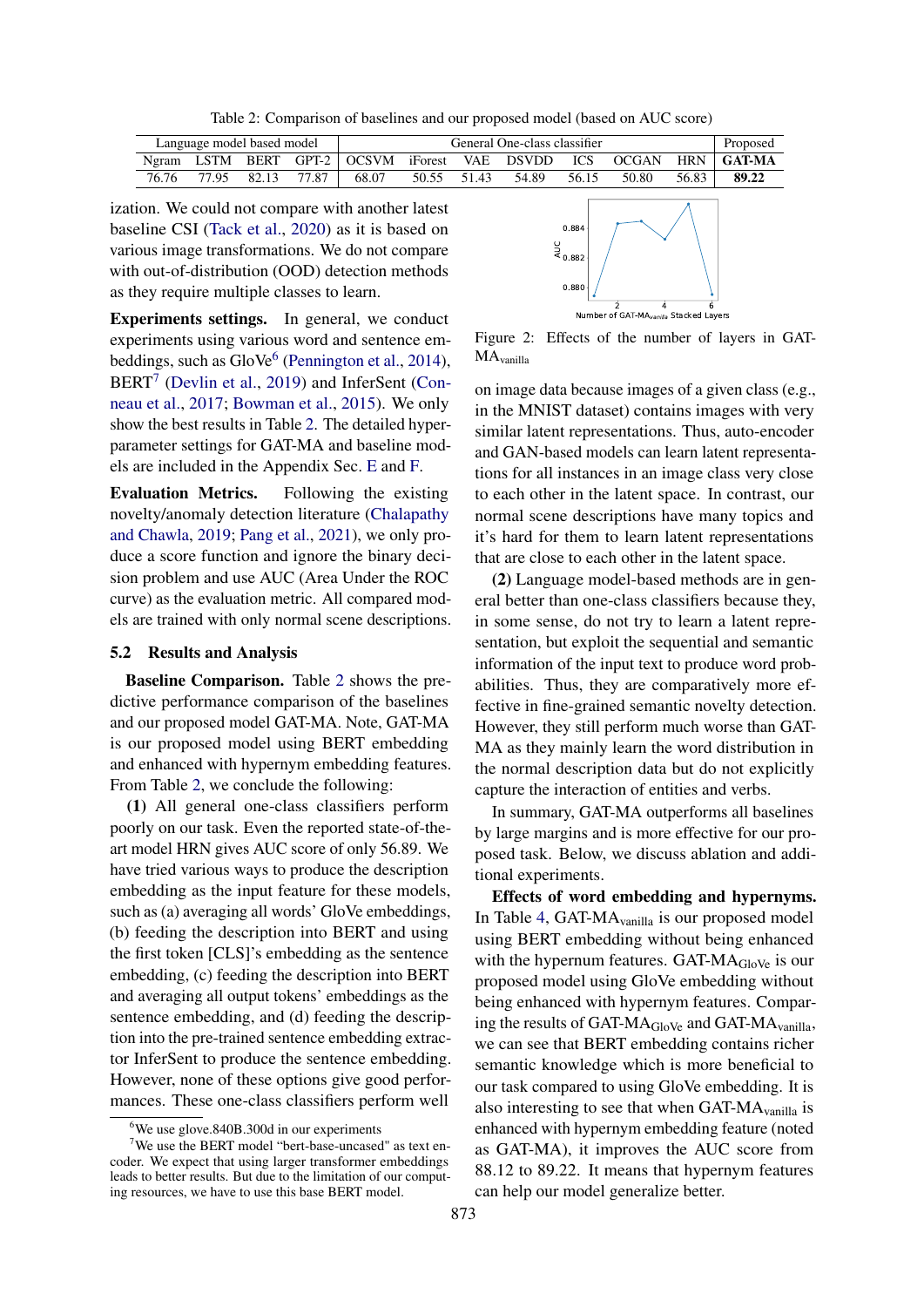Table 2: Comparison of baselines and our proposed model (based on AUC score)

| Language model based model | | | | General One-class classifier | | | | | | | Proposed |
|---|---|---|---|---|---|---|---|---|---|---|---|
| Ngram | LSTM | BERT | GPT-2 | OCSVM | iForest | VAE | DSVDD | ICS | OCGAN | HRN | **GAT-MA** |
| 76.76 | 77.95 | 82.13 | 77.87 | 68.07 | 50.55 | 51.43 | 54.89 | 56.15 | 50.80 | 56.83 | **89.22** |

ization. We could not compare with another latest baseline CSI (Tack et al., 2020) as it is based on various image transformations. We do not compare with out-of-distribution (OOD) detection methods as they require multiple classes to learn.

**Experiments settings.** In general, we conduct experiments using various word and sentence embeddings, such as GloVe[6] (Pennington et al., 2014), BERT[7] (Devlin et al., 2019) and InferSent (Conneau et al., 2017; Bowman et al., 2015). We only show the best results in Table 2. The detailed hyperparameter settings for GAT-MA and baseline models are included in the Appendix Sec. E and F.

**Evaluation Metrics.** Following the existing novelty/anomaly detection literature (Chalapathy and Chawla, 2019; Pang et al., 2021), we only produce a score function and ignore the binary decision problem and use AUC (Area Under the ROC curve) as the evaluation metric. All compared models are trained with only normal scene descriptions.

### 5.2 Results and Analysis

**Baseline Comparison.** Table 2 shows the predictive performance comparison of the baselines and our proposed model GAT-MA. Note, GAT-MA is our proposed model using BERT embedding and enhanced with hypernym embedding features. From Table 2, we conclude the following:

**(1)** All general one-class classifiers perform poorly on our task. Even the reported state-of-the-art model HRN gives AUC score of only 56.89. We have tried various ways to produce the description embedding as the input feature for these models, such as (a) averaging all words' GloVe embeddings, (b) feeding the description into BERT and using the first token [CLS]'s embedding as the sentence embedding, (c) feeding the description into BERT and averaging all output tokens' embeddings as the sentence embedding, and (d) feeding the description into the pre-trained sentence embedding extractor InferSent to produce the sentence embedding. However, none of these options give good performances. These one-class classifiers perform well on image data because images of a given class (e.g., in the MNIST dataset) contains images with very similar latent representations. Thus, auto-encoder and GAN-based models can learn latent representations for all instances in an image class very close to each other in the latent space. In contrast, our normal scene descriptions have many topics and it's hard for them to learn latent representations that are close to each other in the latent space.

Figure 2: Effects of the number of layers in GAT-$MA_{vanilla}$

**(2)** Language model-based methods are in general better than one-class classifiers because they, in some sense, do not try to learn a latent representation, but exploit the sequential and semantic information of the input text to produce word probabilities. Thus, they are comparatively more effective in fine-grained semantic novelty detection. However, they still perform much worse than GAT-MA as they mainly learn the word distribution in the normal description data but do not explicitly capture the interaction of entities and verbs.

In summary, GAT-MA outperforms all baselines by large margins and is more effective for our proposed task. Below, we discuss ablation and additional experiments.

**Effects of word embedding and hypernyms.** In Table 4, GAT-$MA_{vanilla}$ is our proposed model using BERT embedding without being enhanced with the hypernum features. GAT-$MA_{GloVe}$ is our proposed model using GloVe embedding without being enhanced with hypernym features. Comparing the results of GAT-$MA_{GloVe}$ and GAT-$MA_{vanilla}$, we can see that BERT embedding contains richer semantic knowledge which is more beneficial to our task compared to using GloVe embedding. It is also interesting to see that when GAT-$MA_{vanilla}$ is enhanced with hypernym embedding feature (noted as GAT-MA), it improves the AUC score from 88.12 to 89.22. It means that hypernym features can help our model generalize better.

[6] We use glove.840B.300d in our experiments

[7] We use the BERT model "bert-base-uncased" as text encoder. We expect that using larger transformer embeddings leads to better results. But due to the limitation of our computing resources, we have to use this base BERT model.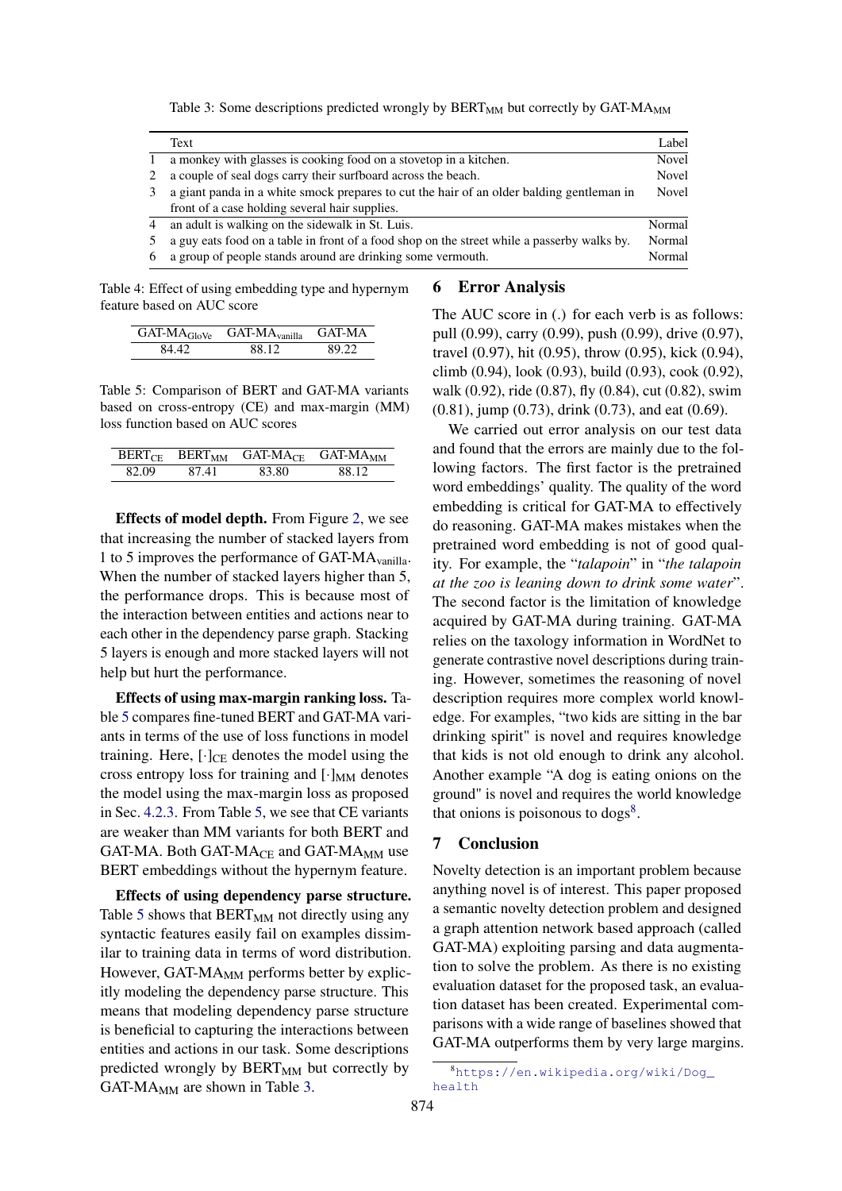Table 3: Some descriptions predicted wrongly by $\text{BERT}_{\text{MM}}$ but correctly by $\text{GAT-MA}_{\text{MM}}$

| | Text | Label |
|---|---|---|
| 1 | a monkey with glasses is cooking food on a stovetop in a kitchen. | Novel |
| 2 | a couple of seal dogs carry their surfboard across the beach. | Novel |
| 3 | a giant panda in a white smock prepares to cut the hair of an older balding gentleman in front of a case holding several hair supplies. | Novel |
| 4 | an adult is walking on the sidewalk in St. Luis. | Normal |
| 5 | a guy eats food on a table in front of a food shop on the street while a passerby walks by. | Normal |
| 6 | a group of people stands around are drinking some vermouth. | Normal |

Table 4: Effect of using embedding type and hypernym feature based on AUC score

| $\text{GAT-MA}_{\text{GloVe}}$ | $\text{GAT-MA}_{\text{vanilla}}$ | GAT-MA |
|---|---|---|
| 84.42 | 88.12 | 89.22 |

Table 5: Comparison of BERT and GAT-MA variants based on cross-entropy (CE) and max-margin (MM) loss function based on AUC scores

| $\text{BERT}_{\text{CE}}$ | $\text{BERT}_{\text{MM}}$ | $\text{GAT-MA}_{\text{CE}}$ | $\text{GAT-MA}_{\text{MM}}$ |
|---|---|---|---|
| 82.09 | 87.41 | 83.80 | 88.12 |

**Effects of model depth.** From Figure 2, we see that increasing the number of stacked layers from 1 to 5 improves the performance of $\text{GAT-MA}_{\text{vanilla}}$. When the number of stacked layers higher than 5, the performance drops. This is because most of the interaction between entities and actions near to each other in the dependency parse graph. Stacking 5 layers is enough and more stacked layers will not help but hurt the performance.

**Effects of using max-margin ranking loss.** Table 5 compares fine-tuned BERT and GAT-MA variants in terms of the use of loss functions in model training. Here, $[\cdot]_{\text{CE}}$ denotes the model using the cross entropy loss for training and $[\cdot]_{\text{MM}}$ denotes the model using the max-margin loss as proposed in Sec. 4.2.3. From Table 5, we see that CE variants are weaker than MM variants for both BERT and GAT-MA. Both $\text{GAT-MA}_{\text{CE}}$ and $\text{GAT-MA}_{\text{MM}}$ use BERT embeddings without the hypernym feature.

**Effects of using dependency parse structure.** Table 5 shows that $\text{BERT}_{\text{MM}}$ not directly using any syntactic features easily fail on examples dissimilar to training data in terms of word distribution. However, $\text{GAT-MA}_{\text{MM}}$ performs better by explicitly modeling the dependency parse structure. This means that modeling dependency parse structure is beneficial to capturing the interactions between entities and actions in our task. Some descriptions predicted wrongly by $\text{BERT}_{\text{MM}}$ but correctly by $\text{GAT-MA}_{\text{MM}}$ are shown in Table 3.

## 6 Error Analysis

The AUC score in (.) for each verb is as follows: pull (0.99), carry (0.99), push (0.99), drive (0.97), travel (0.97), hit (0.95), throw (0.95), kick (0.94), climb (0.94), look (0.93), build (0.93), cook (0.92), walk (0.92), ride (0.87), fly (0.84), cut (0.82), swim (0.81), jump (0.73), drink (0.73), and eat (0.69).

We carried out error analysis on our test data and found that the errors are mainly due to the following factors. The first factor is the pretrained word embeddings' quality. The quality of the word embedding is critical for GAT-MA to effectively do reasoning. GAT-MA makes mistakes when the pretrained word embedding is not of good quality. For example, the "*talapoin*" in "*the talapoin at the zoo is leaning down to drink some water*". The second factor is the limitation of knowledge acquired by GAT-MA during training. GAT-MA relies on the taxology information in WordNet to generate contrastive novel descriptions during training. However, sometimes the reasoning of novel description requires more complex world knowledge. For examples, "two kids are sitting in the bar drinking spirit" is novel and requires knowledge that kids is not old enough to drink any alcohol. Another example "A dog is eating onions on the ground" is novel and requires the world knowledge that onions is poisonous to dogs[8].

## 7 Conclusion

Novelty detection is an important problem because anything novel is of interest. This paper proposed a semantic novelty detection problem and designed a graph attention network based approach (called GAT-MA) exploiting parsing and data augmentation to solve the problem. As there is no existing evaluation dataset for the proposed task, an evaluation dataset has been created. Experimental comparisons with a wide range of baselines showed that GAT-MA outperforms them by very large margins.

[8] https://en.wikipedia.org/wiki/Dog_health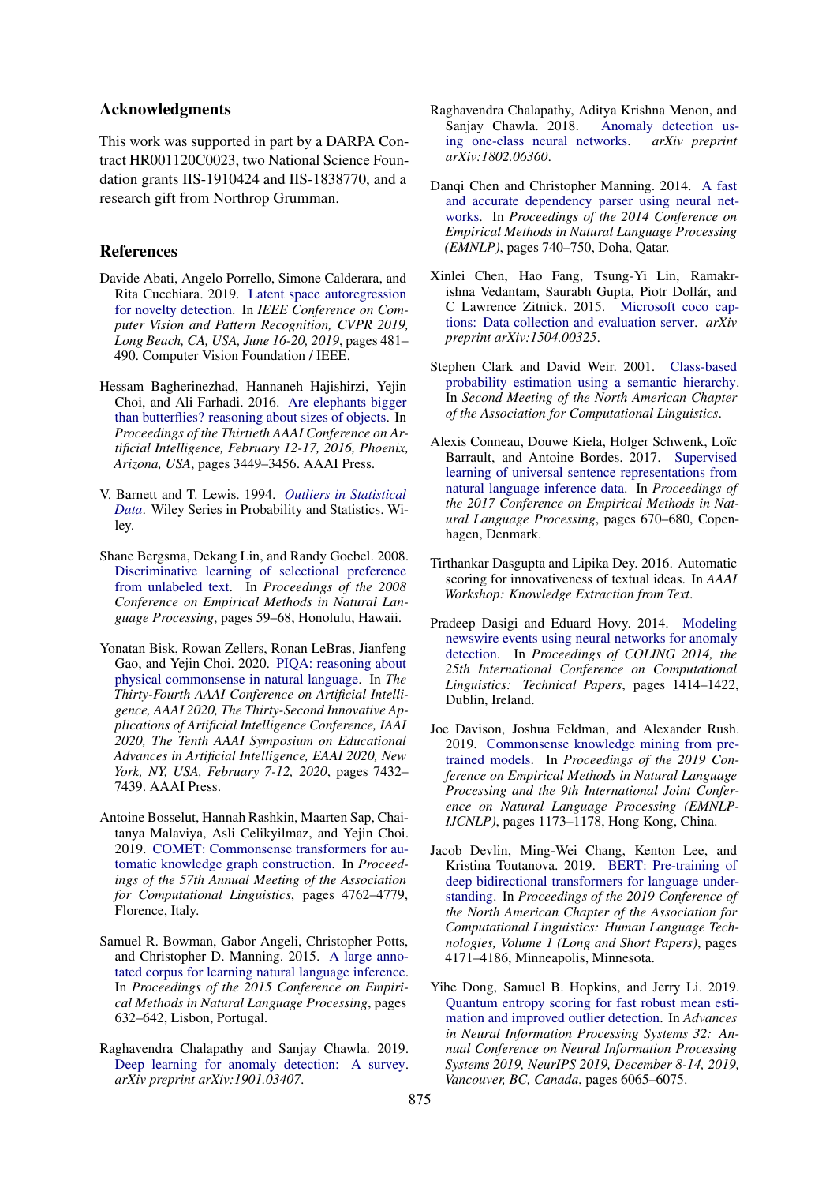## Acknowledgments

This work was supported in part by a DARPA Contract HR001120C0023, two National Science Foundation grants IIS-1910424 and IIS-1838770, and a research gift from Northrop Grumman.

## References

Davide Abati, Angelo Porrello, Simone Calderara, and Rita Cucchiara. 2019. Latent space autoregression for novelty detection. In *IEEE Conference on Computer Vision and Pattern Recognition, CVPR 2019, Long Beach, CA, USA, June 16-20, 2019*, pages 481–490. Computer Vision Foundation / IEEE.

Hessam Bagherinezhad, Hannaneh Hajishirzi, Yejin Choi, and Ali Farhadi. 2016. Are elephants bigger than butterflies? reasoning about sizes of objects. In *Proceedings of the Thirtieth AAAI Conference on Artificial Intelligence, February 12-17, 2016, Phoenix, Arizona, USA*, pages 3449–3456. AAAI Press.

V. Barnett and T. Lewis. 1994. *Outliers in Statistical Data*. Wiley Series in Probability and Statistics. Wiley.

Shane Bergsma, Dekang Lin, and Randy Goebel. 2008. Discriminative learning of selectional preference from unlabeled text. In *Proceedings of the 2008 Conference on Empirical Methods in Natural Language Processing*, pages 59–68, Honolulu, Hawaii.

Yonatan Bisk, Rowan Zellers, Ronan LeBras, Jianfeng Gao, and Yejin Choi. 2020. PIQA: reasoning about physical commonsense in natural language. In *The Thirty-Fourth AAAI Conference on Artificial Intelligence, AAAI 2020, The Thirty-Second Innovative Applications of Artificial Intelligence Conference, IAAI 2020, The Tenth AAAI Symposium on Educational Advances in Artificial Intelligence, EAAI 2020, New York, NY, USA, February 7-12, 2020*, pages 7432–7439. AAAI Press.

Antoine Bosselut, Hannah Rashkin, Maarten Sap, Chaitanya Malaviya, Asli Celikyilmaz, and Yejin Choi. 2019. COMET: Commonsense transformers for automatic knowledge graph construction. In *Proceedings of the 57th Annual Meeting of the Association for Computational Linguistics*, pages 4762–4779, Florence, Italy.

Samuel R. Bowman, Gabor Angeli, Christopher Potts, and Christopher D. Manning. 2015. A large annotated corpus for learning natural language inference. In *Proceedings of the 2015 Conference on Empirical Methods in Natural Language Processing*, pages 632–642, Lisbon, Portugal.

Raghavendra Chalapathy and Sanjay Chawla. 2019. Deep learning for anomaly detection: A survey. *arXiv preprint arXiv:1901.03407*.

Raghavendra Chalapathy, Aditya Krishna Menon, and Sanjay Chawla. 2018. Anomaly detection using one-class neural networks. *arXiv preprint arXiv:1802.06360*.

Danqi Chen and Christopher Manning. 2014. A fast and accurate dependency parser using neural networks. In *Proceedings of the 2014 Conference on Empirical Methods in Natural Language Processing (EMNLP)*, pages 740–750, Doha, Qatar.

Xinlei Chen, Hao Fang, Tsung-Yi Lin, Ramakrishna Vedantam, Saurabh Gupta, Piotr Dollár, and C Lawrence Zitnick. 2015. Microsoft coco captions: Data collection and evaluation server. *arXiv preprint arXiv:1504.00325*.

Stephen Clark and David Weir. 2001. Class-based probability estimation using a semantic hierarchy. In *Second Meeting of the North American Chapter of the Association for Computational Linguistics*.

Alexis Conneau, Douwe Kiela, Holger Schwenk, Loïc Barrault, and Antoine Bordes. 2017. Supervised learning of universal sentence representations from natural language inference data. In *Proceedings of the 2017 Conference on Empirical Methods in Natural Language Processing*, pages 670–680, Copenhagen, Denmark.

Tirthankar Dasgupta and Lipika Dey. 2016. Automatic scoring for innovativeness of textual ideas. In *AAAI Workshop: Knowledge Extraction from Text*.

Pradeep Dasigi and Eduard Hovy. 2014. Modeling newswire events using neural networks for anomaly detection. In *Proceedings of COLING 2014, the 25th International Conference on Computational Linguistics: Technical Papers*, pages 1414–1422, Dublin, Ireland.

Joe Davison, Joshua Feldman, and Alexander Rush. 2019. Commonsense knowledge mining from pretrained models. In *Proceedings of the 2019 Conference on Empirical Methods in Natural Language Processing and the 9th International Joint Conference on Natural Language Processing (EMNLP-IJCNLP)*, pages 1173–1178, Hong Kong, China.

Jacob Devlin, Ming-Wei Chang, Kenton Lee, and Kristina Toutanova. 2019. BERT: Pre-training of deep bidirectional transformers for language understanding. In *Proceedings of the 2019 Conference of the North American Chapter of the Association for Computational Linguistics: Human Language Technologies, Volume 1 (Long and Short Papers)*, pages 4171–4186, Minneapolis, Minnesota.

Yihe Dong, Samuel B. Hopkins, and Jerry Li. 2019. Quantum entropy scoring for fast robust mean estimation and improved outlier detection. In *Advances in Neural Information Processing Systems 32: Annual Conference on Neural Information Processing Systems 2019, NeurIPS 2019, December 8-14, 2019, Vancouver, BC, Canada*, pages 6065–6075.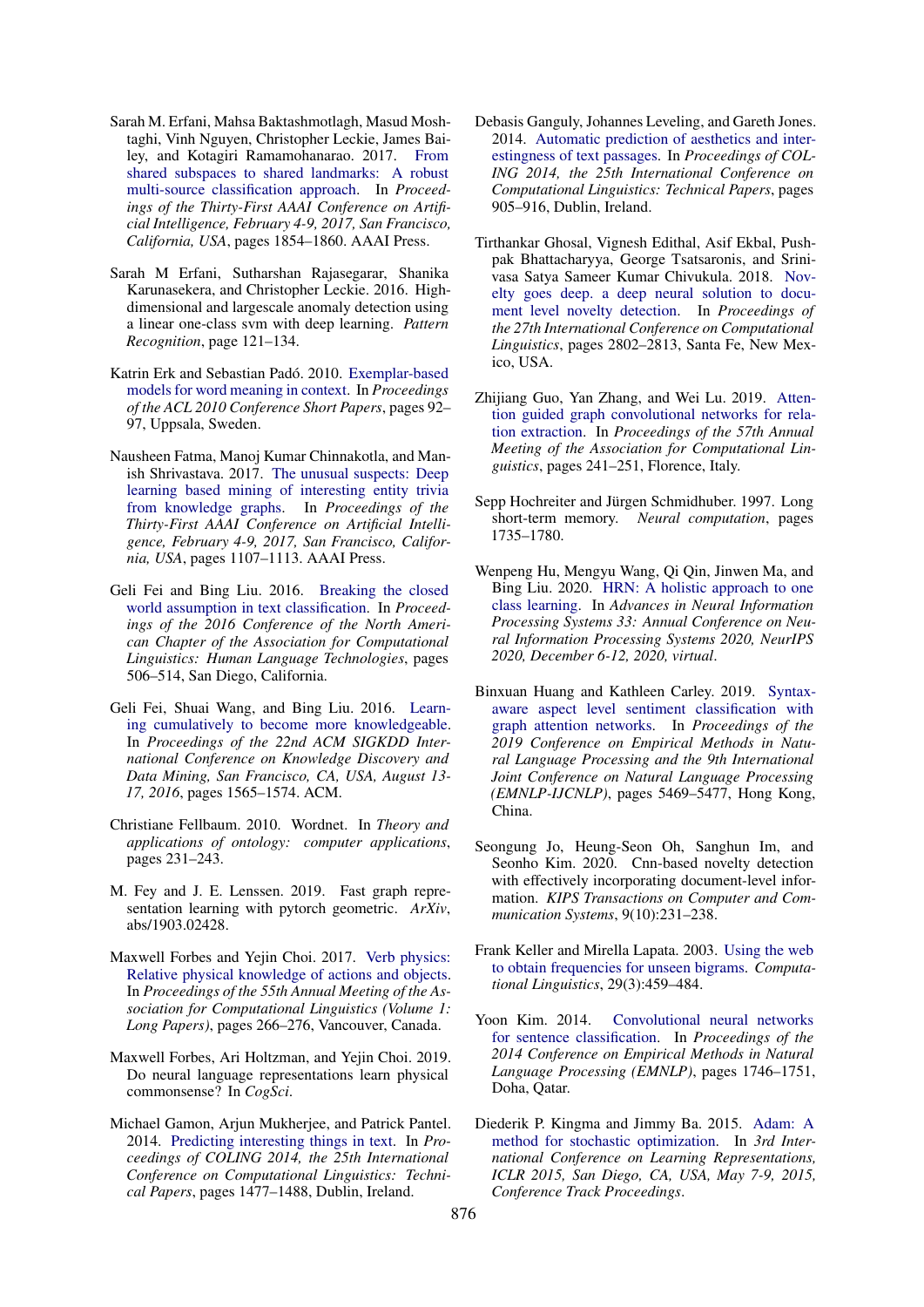Sarah M. Erfani, Mahsa Baktashmotlagh, Masud Moshtaghi, Vinh Nguyen, Christopher Leckie, James Bailey, and Kotagiri Ramamohanarao. 2017. From shared subspaces to shared landmarks: A robust multi-source classification approach. In *Proceedings of the Thirty-First AAAI Conference on Artificial Intelligence, February 4-9, 2017, San Francisco, California, USA*, pages 1854–1860. AAAI Press.

Sarah M Erfani, Sutharshan Rajasegarar, Shanika Karunasekera, and Christopher Leckie. 2016. High-dimensional and largescale anomaly detection using a linear one-class svm with deep learning. *Pattern Recognition*, page 121–134.

Katrin Erk and Sebastian Padó. 2010. Exemplar-based models for word meaning in context. In *Proceedings of the ACL 2010 Conference Short Papers*, pages 92–97, Uppsala, Sweden.

Nausheen Fatma, Manoj Kumar Chinnakotla, and Manish Shrivastava. 2017. The unusual suspects: Deep learning based mining of interesting entity trivia from knowledge graphs. In *Proceedings of the Thirty-First AAAI Conference on Artificial Intelligence, February 4-9, 2017, San Francisco, California, USA*, pages 1107–1113. AAAI Press.

Geli Fei and Bing Liu. 2016. Breaking the closed world assumption in text classification. In *Proceedings of the 2016 Conference of the North American Chapter of the Association for Computational Linguistics: Human Language Technologies*, pages 506–514, San Diego, California.

Geli Fei, Shuai Wang, and Bing Liu. 2016. Learning cumulatively to become more knowledgeable. In *Proceedings of the 22nd ACM SIGKDD International Conference on Knowledge Discovery and Data Mining, San Francisco, CA, USA, August 13-17, 2016*, pages 1565–1574. ACM.

Christiane Fellbaum. 2010. Wordnet. In *Theory and applications of ontology: computer applications*, pages 231–243.

M. Fey and J. E. Lenssen. 2019. Fast graph representation learning with pytorch geometric. *ArXiv*, abs/1903.02428.

Maxwell Forbes and Yejin Choi. 2017. Verb physics: Relative physical knowledge of actions and objects. In *Proceedings of the 55th Annual Meeting of the Association for Computational Linguistics (Volume 1: Long Papers)*, pages 266–276, Vancouver, Canada.

Maxwell Forbes, Ari Holtzman, and Yejin Choi. 2019. Do neural language representations learn physical commonsense? In *CogSci*.

Michael Gamon, Arjun Mukherjee, and Patrick Pantel. 2014. Predicting interesting things in text. In *Proceedings of COLING 2014, the 25th International Conference on Computational Linguistics: Technical Papers*, pages 1477–1488, Dublin, Ireland.

Debasis Ganguly, Johannes Leveling, and Gareth Jones. 2014. Automatic prediction of aesthetics and interestingness of text passages. In *Proceedings of COLING 2014, the 25th International Conference on Computational Linguistics: Technical Papers*, pages 905–916, Dublin, Ireland.

Tirthankar Ghosal, Vignesh Edithal, Asif Ekbal, Pushpak Bhattacharyya, George Tsatsaronis, and Srinivasa Satya Sameer Kumar Chivukula. 2018. Novelty goes deep. a deep neural solution to document level novelty detection. In *Proceedings of the 27th International Conference on Computational Linguistics*, pages 2802–2813, Santa Fe, New Mexico, USA.

Zhijiang Guo, Yan Zhang, and Wei Lu. 2019. Attention guided graph convolutional networks for relation extraction. In *Proceedings of the 57th Annual Meeting of the Association for Computational Linguistics*, pages 241–251, Florence, Italy.

Sepp Hochreiter and Jürgen Schmidhuber. 1997. Long short-term memory. *Neural computation*, pages 1735–1780.

Wenpeng Hu, Mengyu Wang, Qi Qin, Jinwen Ma, and Bing Liu. 2020. HRN: A holistic approach to one class learning. In *Advances in Neural Information Processing Systems 33: Annual Conference on Neural Information Processing Systems 2020, NeurIPS 2020, December 6-12, 2020, virtual*.

Binxuan Huang and Kathleen Carley. 2019. Syntax-aware aspect level sentiment classification with graph attention networks. In *Proceedings of the 2019 Conference on Empirical Methods in Natural Language Processing and the 9th International Joint Conference on Natural Language Processing (EMNLP-IJCNLP)*, pages 5469–5477, Hong Kong, China.

Seongung Jo, Heung-Seon Oh, Sanghun Im, and Seonho Kim. 2020. Cnn-based novelty detection with effectively incorporating document-level information. *KIPS Transactions on Computer and Communication Systems*, 9(10):231–238.

Frank Keller and Mirella Lapata. 2003. Using the web to obtain frequencies for unseen bigrams. *Computational Linguistics*, 29(3):459–484.

Yoon Kim. 2014. Convolutional neural networks for sentence classification. In *Proceedings of the 2014 Conference on Empirical Methods in Natural Language Processing (EMNLP)*, pages 1746–1751, Doha, Qatar.

Diederik P. Kingma and Jimmy Ba. 2015. Adam: A method for stochastic optimization. In *3rd International Conference on Learning Representations, ICLR 2015, San Diego, CA, USA, May 7-9, 2015, Conference Track Proceedings*.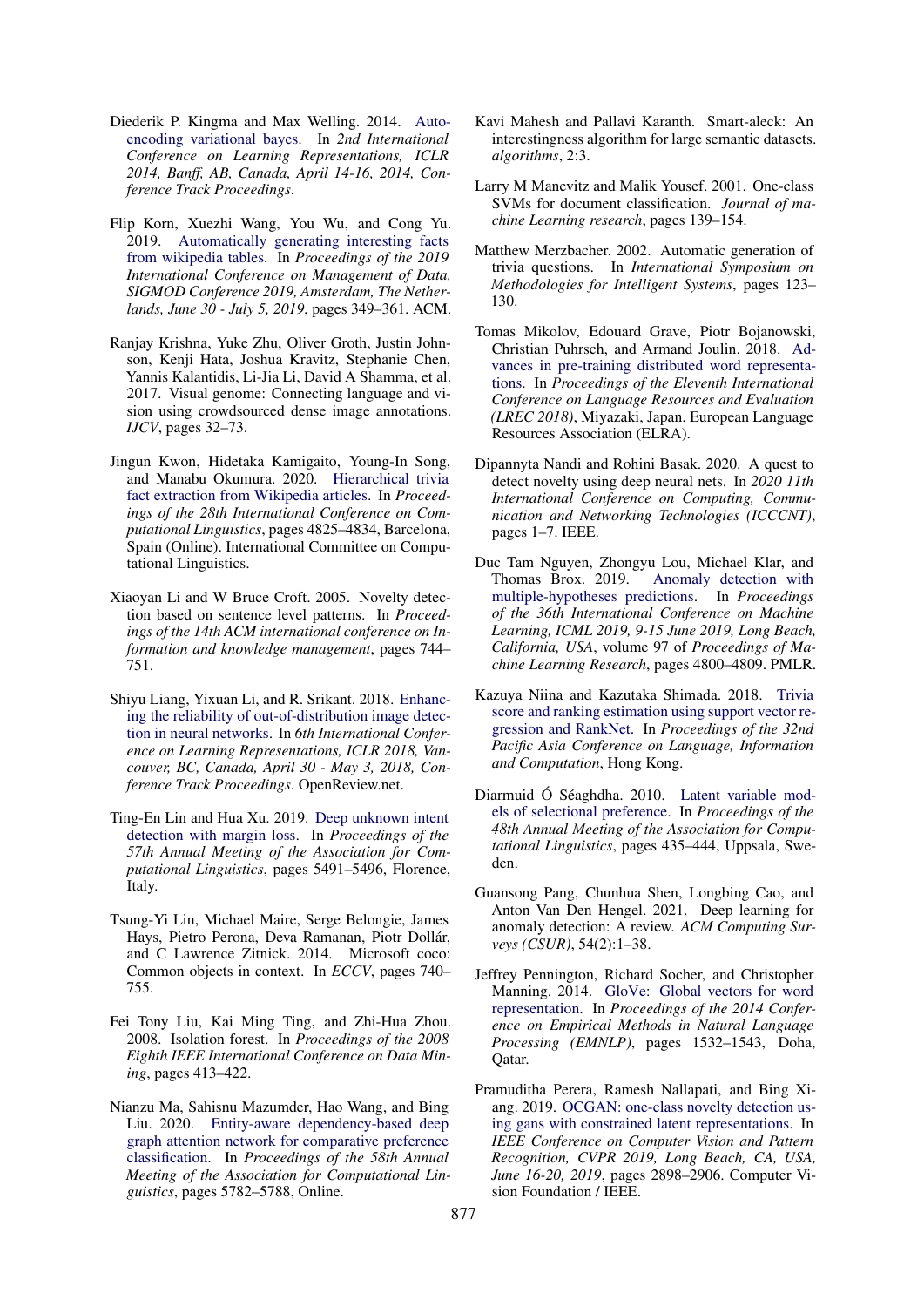Diederik P. Kingma and Max Welling. 2014. Auto-encoding variational bayes. In *2nd International Conference on Learning Representations, ICLR 2014, Banff, AB, Canada, April 14-16, 2014, Conference Track Proceedings*.

Flip Korn, Xuezhi Wang, You Wu, and Cong Yu. 2019. Automatically generating interesting facts from wikipedia tables. In *Proceedings of the 2019 International Conference on Management of Data, SIGMOD Conference 2019, Amsterdam, The Netherlands, June 30 - July 5, 2019*, pages 349–361. ACM.

Ranjay Krishna, Yuke Zhu, Oliver Groth, Justin Johnson, Kenji Hata, Joshua Kravitz, Stephanie Chen, Yannis Kalantidis, Li-Jia Li, David A Shamma, et al. 2017. Visual genome: Connecting language and vision using crowdsourced dense image annotations. *IJCV*, pages 32–73.

Jingun Kwon, Hidetaka Kamigaito, Young-In Song, and Manabu Okumura. 2020. Hierarchical trivia fact extraction from Wikipedia articles. In *Proceedings of the 28th International Conference on Computational Linguistics*, pages 4825–4834, Barcelona, Spain (Online). International Committee on Computational Linguistics.

Xiaoyan Li and W Bruce Croft. 2005. Novelty detection based on sentence level patterns. In *Proceedings of the 14th ACM international conference on Information and knowledge management*, pages 744–751.

Shiyu Liang, Yixuan Li, and R. Srikant. 2018. Enhancing the reliability of out-of-distribution image detection in neural networks. In *6th International Conference on Learning Representations, ICLR 2018, Vancouver, BC, Canada, April 30 - May 3, 2018, Conference Track Proceedings*. OpenReview.net.

Ting-En Lin and Hua Xu. 2019. Deep unknown intent detection with margin loss. In *Proceedings of the 57th Annual Meeting of the Association for Computational Linguistics*, pages 5491–5496, Florence, Italy.

Tsung-Yi Lin, Michael Maire, Serge Belongie, James Hays, Pietro Perona, Deva Ramanan, Piotr Dollár, and C Lawrence Zitnick. 2014. Microsoft coco: Common objects in context. In *ECCV*, pages 740–755.

Fei Tony Liu, Kai Ming Ting, and Zhi-Hua Zhou. 2008. Isolation forest. In *Proceedings of the 2008 Eighth IEEE International Conference on Data Mining*, pages 413–422.

Nianzu Ma, Sahisnu Mazumder, Hao Wang, and Bing Liu. 2020. Entity-aware dependency-based deep graph attention network for comparative preference classification. In *Proceedings of the 58th Annual Meeting of the Association for Computational Linguistics*, pages 5782–5788, Online.

Kavi Mahesh and Pallavi Karanth. Smart-aleck: An interestingness algorithm for large semantic datasets. *algorithms*, 2:3.

Larry M Manevitz and Malik Yousef. 2001. One-class SVMs for document classification. *Journal of machine Learning research*, pages 139–154.

Matthew Merzbacher. 2002. Automatic generation of trivia questions. In *International Symposium on Methodologies for Intelligent Systems*, pages 123–130.

Tomas Mikolov, Edouard Grave, Piotr Bojanowski, Christian Puhrsch, and Armand Joulin. 2018. Advances in pre-training distributed word representations. In *Proceedings of the Eleventh International Conference on Language Resources and Evaluation (LREC 2018)*, Miyazaki, Japan. European Language Resources Association (ELRA).

Dipannyta Nandi and Rohini Basak. 2020. A quest to detect novelty using deep neural nets. In *2020 11th International Conference on Computing, Communication and Networking Technologies (ICCCNT)*, pages 1–7. IEEE.

Duc Tam Nguyen, Zhongyu Lou, Michael Klar, and Thomas Brox. 2019. Anomaly detection with multiple-hypotheses predictions. In *Proceedings of the 36th International Conference on Machine Learning, ICML 2019, 9-15 June 2019, Long Beach, California, USA*, volume 97 of *Proceedings of Machine Learning Research*, pages 4800–4809. PMLR.

Kazuya Niina and Kazutaka Shimada. 2018. Trivia score and ranking estimation using support vector regression and RankNet. In *Proceedings of the 32nd Pacific Asia Conference on Language, Information and Computation*, Hong Kong.

Diarmuid Ó Séaghdha. 2010. Latent variable models of selectional preference. In *Proceedings of the 48th Annual Meeting of the Association for Computational Linguistics*, pages 435–444, Uppsala, Sweden.

Guansong Pang, Chunhua Shen, Longbing Cao, and Anton Van Den Hengel. 2021. Deep learning for anomaly detection: A review. *ACM Computing Surveys (CSUR)*, 54(2):1–38.

Jeffrey Pennington, Richard Socher, and Christopher Manning. 2014. GloVe: Global vectors for word representation. In *Proceedings of the 2014 Conference on Empirical Methods in Natural Language Processing (EMNLP)*, pages 1532–1543, Doha, Qatar.

Pramuditha Perera, Ramesh Nallapati, and Bing Xiang. 2019. OCGAN: one-class novelty detection using gans with constrained latent representations. In *IEEE Conference on Computer Vision and Pattern Recognition, CVPR 2019, Long Beach, CA, USA, June 16-20, 2019*, pages 2898–2906. Computer Vision Foundation / IEEE.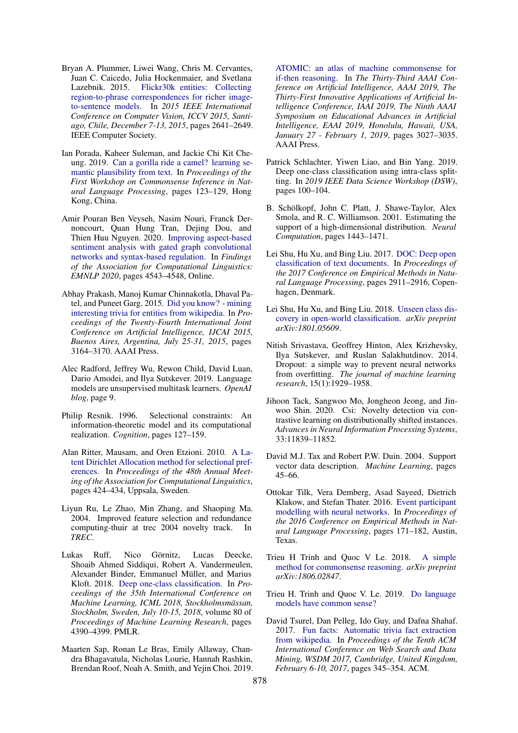Bryan A. Plummer, Liwei Wang, Chris M. Cervantes, Juan C. Caicedo, Julia Hockenmaier, and Svetlana Lazebnik. 2015. Flickr30k entities: Collecting region-to-phrase correspondences for richer image-to-sentence models. In *2015 IEEE International Conference on Computer Vision, ICCV 2015, Santiago, Chile, December 7-13, 2015*, pages 2641–2649. IEEE Computer Society.

Ian Porada, Kaheer Suleman, and Jackie Chi Kit Cheung. 2019. Can a gorilla ride a camel? learning semantic plausibility from text. In *Proceedings of the First Workshop on Commonsense Inference in Natural Language Processing*, pages 123–129, Hong Kong, China.

Amir Pouran Ben Veyseh, Nasim Nouri, Franck Dernoncourt, Quan Hung Tran, Dejing Dou, and Thien Huu Nguyen. 2020. Improving aspect-based sentiment analysis with gated graph convolutional networks and syntax-based regulation. In *Findings of the Association for Computational Linguistics: EMNLP 2020*, pages 4543–4548, Online.

Abhay Prakash, Manoj Kumar Chinnakotla, Dhaval Patel, and Puneet Garg. 2015. Did you know? - mining interesting trivia for entities from wikipedia. In *Proceedings of the Twenty-Fourth International Joint Conference on Artificial Intelligence, IJCAI 2015, Buenos Aires, Argentina, July 25-31, 2015*, pages 3164–3170. AAAI Press.

Alec Radford, Jeffrey Wu, Rewon Child, David Luan, Dario Amodei, and Ilya Sutskever. 2019. Language models are unsupervised multitask learners. *OpenAI blog*, page 9.

Philip Resnik. 1996. Selectional constraints: An information-theoretic model and its computational realization. *Cognition*, pages 127–159.

Alan Ritter, Mausam, and Oren Etzioni. 2010. A Latent Dirichlet Allocation method for selectional preferences. In *Proceedings of the 48th Annual Meeting of the Association for Computational Linguistics*, pages 424–434, Uppsala, Sweden.

Liyun Ru, Le Zhao, Min Zhang, and Shaoping Ma. 2004. Improved feature selection and redundance computing-thuir at trec 2004 novelty track. In *TREC*.

Lukas Ruff, Nico Görnitz, Lucas Deecke, Shoaib Ahmed Siddiqui, Robert A. Vandermeulen, Alexander Binder, Emmanuel Müller, and Marius Kloft. 2018. Deep one-class classification. In *Proceedings of the 35th International Conference on Machine Learning, ICML 2018, Stockholmsmässan, Stockholm, Sweden, July 10-15, 2018*, volume 80 of *Proceedings of Machine Learning Research*, pages 4390–4399. PMLR.

Maarten Sap, Ronan Le Bras, Emily Allaway, Chandra Bhagavatula, Nicholas Lourie, Hannah Rashkin, Brendan Roof, Noah A. Smith, and Yejin Choi. 2019. ATOMIC: an atlas of machine commonsense for if-then reasoning. In *The Thirty-Third AAAI Conference on Artificial Intelligence, AAAI 2019, The Thirty-First Innovative Applications of Artificial Intelligence Conference, IAAI 2019, The Ninth AAAI Symposium on Educational Advances in Artificial Intelligence, EAAI 2019, Honolulu, Hawaii, USA, January 27 - February 1, 2019*, pages 3027–3035. AAAI Press.

Patrick Schlachter, Yiwen Liao, and Bin Yang. 2019. Deep one-class classification using intra-class splitting. In *2019 IEEE Data Science Workshop (DSW)*, pages 100–104.

B. Schölkopf, John C. Platt, J. Shawe-Taylor, Alex Smola, and R. C. Williamson. 2001. Estimating the support of a high-dimensional distribution. *Neural Computation*, pages 1443–1471.

Lei Shu, Hu Xu, and Bing Liu. 2017. DOC: Deep open classification of text documents. In *Proceedings of the 2017 Conference on Empirical Methods in Natural Language Processing*, pages 2911–2916, Copenhagen, Denmark.

Lei Shu, Hu Xu, and Bing Liu. 2018. Unseen class discovery in open-world classification. *arXiv preprint arXiv:1801.05609*.

Nitish Srivastava, Geoffrey Hinton, Alex Krizhevsky, Ilya Sutskever, and Ruslan Salakhutdinov. 2014. Dropout: a simple way to prevent neural networks from overfitting. *The journal of machine learning research*, 15(1):1929–1958.

Jihoon Tack, Sangwoo Mo, Jongheon Jeong, and Jinwoo Shin. 2020. Csi: Novelty detection via contrastive learning on distributionally shifted instances. *Advances in Neural Information Processing Systems*, 33:11839–11852.

David M.J. Tax and Robert P.W. Duin. 2004. Support vector data description. *Machine Learning*, pages 45–66.

Ottokar Tilk, Vera Demberg, Asad Sayeed, Dietrich Klakow, and Stefan Thater. 2016. Event participant modelling with neural networks. In *Proceedings of the 2016 Conference on Empirical Methods in Natural Language Processing*, pages 171–182, Austin, Texas.

Trieu H Trinh and Quoc V Le. 2018. A simple method for commonsense reasoning. *arXiv preprint arXiv:1806.02847*.

Trieu H. Trinh and Quoc V. Le. 2019. Do language models have common sense?

David Tsurel, Dan Pelleg, Ido Guy, and Dafna Shahaf. 2017. Fun facts: Automatic trivia fact extraction from wikipedia. In *Proceedings of the Tenth ACM International Conference on Web Search and Data Mining, WSDM 2017, Cambridge, United Kingdom, February 6-10, 2017*, pages 345–354. ACM.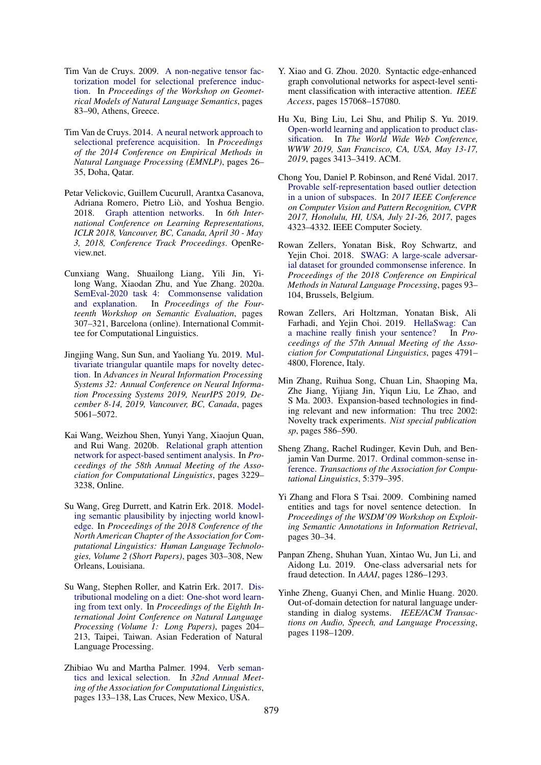Tim Van de Cruys. 2009. A non-negative tensor factorization model for selectional preference induction. In *Proceedings of the Workshop on Geometrical Models of Natural Language Semantics*, pages 83–90, Athens, Greece.

Tim Van de Cruys. 2014. A neural network approach to selectional preference acquisition. In *Proceedings of the 2014 Conference on Empirical Methods in Natural Language Processing (EMNLP)*, pages 26–35, Doha, Qatar.

Petar Velickovic, Guillem Cucurull, Arantxa Casanova, Adriana Romero, Pietro Liò, and Yoshua Bengio. 2018. Graph attention networks. In *6th International Conference on Learning Representations, ICLR 2018, Vancouver, BC, Canada, April 30 - May 3, 2018, Conference Track Proceedings*. OpenReview.net.

Cunxiang Wang, Shuailong Liang, Yili Jin, Yilong Wang, Xiaodan Zhu, and Yue Zhang. 2020a. SemEval-2020 task 4: Commonsense validation and explanation. In *Proceedings of the Fourteenth Workshop on Semantic Evaluation*, pages 307–321, Barcelona (online). International Committee for Computational Linguistics.

Jingjing Wang, Sun Sun, and Yaoliang Yu. 2019. Multivariate triangular quantile maps for novelty detection. In *Advances in Neural Information Processing Systems 32: Annual Conference on Neural Information Processing Systems 2019, NeurIPS 2019, December 8-14, 2019, Vancouver, BC, Canada*, pages 5061–5072.

Kai Wang, Weizhou Shen, Yunyi Yang, Xiaojun Quan, and Rui Wang. 2020b. Relational graph attention network for aspect-based sentiment analysis. In *Proceedings of the 58th Annual Meeting of the Association for Computational Linguistics*, pages 3229–3238, Online.

Su Wang, Greg Durrett, and Katrin Erk. 2018. Modeling semantic plausibility by injecting world knowledge. In *Proceedings of the 2018 Conference of the North American Chapter of the Association for Computational Linguistics: Human Language Technologies, Volume 2 (Short Papers)*, pages 303–308, New Orleans, Louisiana.

Su Wang, Stephen Roller, and Katrin Erk. 2017. Distributional modeling on a diet: One-shot word learning from text only. In *Proceedings of the Eighth International Joint Conference on Natural Language Processing (Volume 1: Long Papers)*, pages 204–213, Taipei, Taiwan. Asian Federation of Natural Language Processing.

Zhibiao Wu and Martha Palmer. 1994. Verb semantics and lexical selection. In *32nd Annual Meeting of the Association for Computational Linguistics*, pages 133–138, Las Cruces, New Mexico, USA.

Y. Xiao and G. Zhou. 2020. Syntactic edge-enhanced graph convolutional networks for aspect-level sentiment classification with interactive attention. *IEEE Access*, pages 157068–157080.

Hu Xu, Bing Liu, Lei Shu, and Philip S. Yu. 2019. Open-world learning and application to product classification. In *The World Wide Web Conference, WWW 2019, San Francisco, CA, USA, May 13-17, 2019*, pages 3413–3419. ACM.

Chong You, Daniel P. Robinson, and René Vidal. 2017. Provable self-representation based outlier detection in a union of subspaces. In *2017 IEEE Conference on Computer Vision and Pattern Recognition, CVPR 2017, Honolulu, HI, USA, July 21-26, 2017*, pages 4323–4332. IEEE Computer Society.

Rowan Zellers, Yonatan Bisk, Roy Schwartz, and Yejin Choi. 2018. SWAG: A large-scale adversarial dataset for grounded commonsense inference. In *Proceedings of the 2018 Conference on Empirical Methods in Natural Language Processing*, pages 93–104, Brussels, Belgium.

Rowan Zellers, Ari Holtzman, Yonatan Bisk, Ali Farhadi, and Yejin Choi. 2019. HellaSwag: Can a machine really finish your sentence? In *Proceedings of the 57th Annual Meeting of the Association for Computational Linguistics*, pages 4791–4800, Florence, Italy.

Min Zhang, Ruihua Song, Chuan Lin, Shaoping Ma, Zhe Jiang, Yijiang Jin, Yiqun Liu, Le Zhao, and S Ma. 2003. Expansion-based technologies in finding relevant and new information: Thu trec 2002: Novelty track experiments. *Nist special publication sp*, pages 586–590.

Sheng Zhang, Rachel Rudinger, Kevin Duh, and Benjamin Van Durme. 2017. Ordinal common-sense inference. *Transactions of the Association for Computational Linguistics*, 5:379–395.

Yi Zhang and Flora S Tsai. 2009. Combining named entities and tags for novel sentence detection. In *Proceedings of the WSDM'09 Workshop on Exploiting Semantic Annotations in Information Retrieval*, pages 30–34.

Panpan Zheng, Shuhan Yuan, Xintao Wu, Jun Li, and Aidong Lu. 2019. One-class adversarial nets for fraud detection. In *AAAI*, pages 1286–1293.

Yinhe Zheng, Guanyi Chen, and Minlie Huang. 2020. Out-of-domain detection for natural language understanding in dialog systems. *IEEE/ACM Transactions on Audio, Speech, and Language Processing*, pages 1198–1209.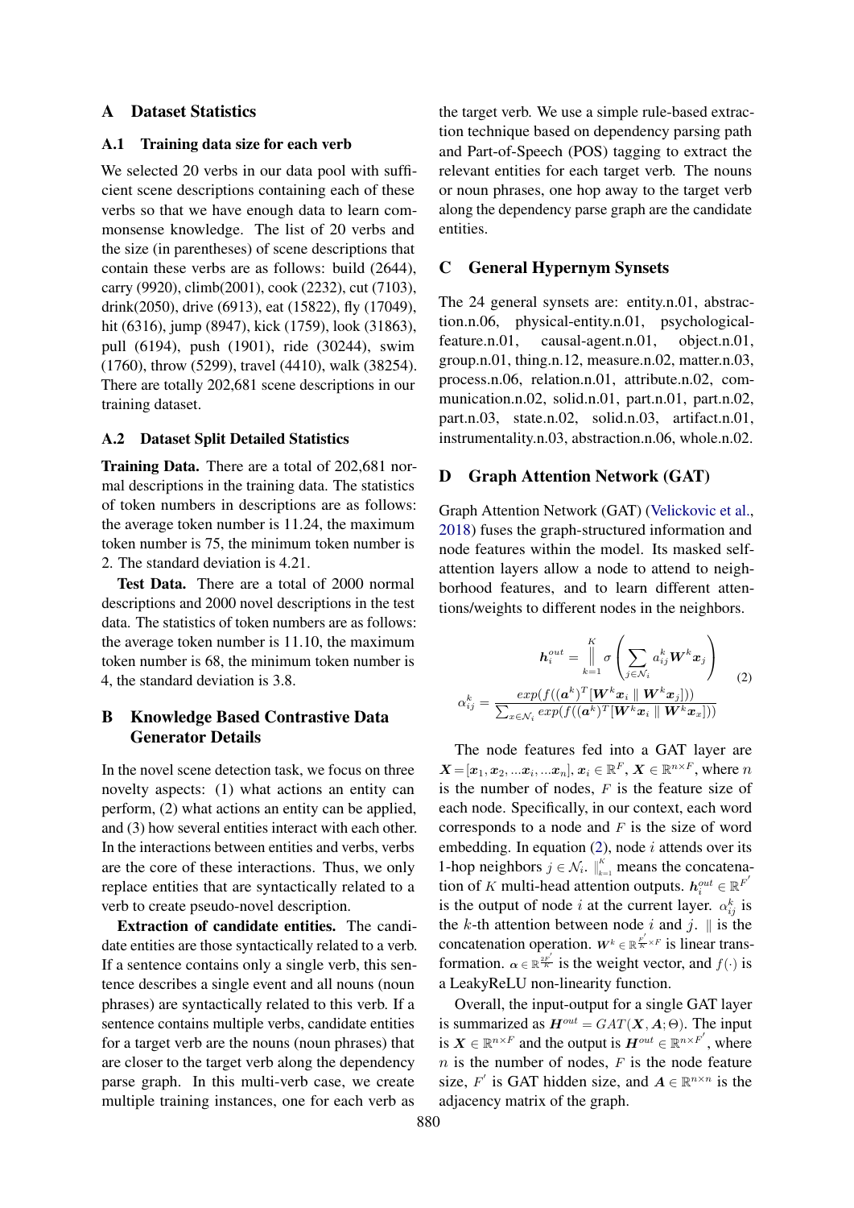## A Dataset Statistics

### A.1 Training data size for each verb

We selected 20 verbs in our data pool with sufficient scene descriptions containing each of these verbs so that we have enough data to learn commonsense knowledge. The list of 20 verbs and the size (in parentheses) of scene descriptions that contain these verbs are as follows: build (2644), carry (9920), climb(2001), cook (2232), cut (7103), drink(2050), drive (6913), eat (15822), fly (17049), hit (6316), jump (8947), kick (1759), look (31863), pull (6194), push (1901), ride (30244), swim (1760), throw (5299), travel (4410), walk (38254). There are totally 202,681 scene descriptions in our training dataset.

### A.2 Dataset Split Detailed Statistics

**Training Data.** There are a total of 202,681 normal descriptions in the training data. The statistics of token numbers in descriptions are as follows: the average token number is 11.24, the maximum token number is 75, the minimum token number is 2. The standard deviation is 4.21.

**Test Data.** There are a total of 2000 normal descriptions and 2000 novel descriptions in the test data. The statistics of token numbers are as follows: the average token number is 11.10, the maximum token number is 68, the minimum token number is 4, the standard deviation is 3.8.

## B Knowledge Based Contrastive Data Generator Details

In the novel scene detection task, we focus on three novelty aspects: (1) what actions an entity can perform, (2) what actions an entity can be applied, and (3) how several entities interact with each other. In the interactions between entities and verbs, verbs are the core of these interactions. Thus, we only replace entities that are syntactically related to a verb to create pseudo-novel description.

**Extraction of candidate entities.** The candidate entities are those syntactically related to a verb. If a sentence contains only a single verb, this sentence describes a single event and all nouns (noun phrases) are syntactically related to this verb. If a sentence contains multiple verbs, candidate entities for a target verb are the nouns (noun phrases) that are closer to the target verb along the dependency parse graph. In this multi-verb case, we create multiple training instances, one for each verb as the target verb. We use a simple rule-based extraction technique based on dependency parsing path and Part-of-Speech (POS) tagging to extract the relevant entities for each target verb. The nouns or noun phrases, one hop away to the target verb along the dependency parse graph are the candidate entities.

## C General Hypernym Synsets

The 24 general synsets are: entity.n.01, abstraction.n.06, physical-entity.n.01, psychological-feature.n.01, causal-agent.n.01, object.n.01, group.n.01, thing.n.12, measure.n.02, matter.n.03, process.n.06, relation.n.01, attribute.n.02, communication.n.02, solid.n.01, part.n.01, part.n.02, part.n.03, state.n.02, solid.n.03, artifact.n.01, instrumentality.n.03, abstraction.n.06, whole.n.02.

## D Graph Attention Network (GAT)

Graph Attention Network (GAT) (Velickovic et al., 2018) fuses the graph-structured information and node features within the model. Its masked self-attention layers allow a node to attend to neighborhood features, and to learn different attentions/weights to different nodes in the neighbors.

$$
\begin{aligned}
\boldsymbol{h}_i^{out} &= \mathop{\Big\|}_{k=1}^{K} \sigma\left(\sum_{j\in\mathcal{N}_i} a_{ij}^k \boldsymbol{W}^k \boldsymbol{x}_j\right) \\
\alpha_{ij}^k &= \frac{exp(f((\boldsymbol{a}^k)^T[\boldsymbol{W}^k\boldsymbol{x}_i \parallel \boldsymbol{W}^k\boldsymbol{x}_j]))}{\sum_{x\in\mathcal{N}_i} exp(f((\boldsymbol{a}^k)^T[\boldsymbol{W}^k\boldsymbol{x}_i \parallel \boldsymbol{W}^k\boldsymbol{x}_x]))}
\end{aligned}
\tag{2}
$$

The node features fed into a GAT layer are $\boldsymbol{X} = [\boldsymbol{x}_1, \boldsymbol{x}_2, ...\boldsymbol{x}_i, ...\boldsymbol{x}_n]$, $\boldsymbol{x}_i \in \mathbb{R}^F$, $\boldsymbol{X} \in \mathbb{R}^{n\times F}$, where $n$ is the number of nodes, $F$ is the feature size of each node. Specifically, in our context, each word corresponds to a node and $F$ is the size of word embedding. In equation (2), node $i$ attends over its 1-hop neighbors $j \in \mathcal{N}_i$. $\|_{k=1}^{K}$ means the concatenation of $K$ multi-head attention outputs. $\boldsymbol{h}_i^{out} \in \mathbb{R}^{F'}$ is the output of node $i$ at the current layer. $\alpha_{ij}^k$ is the $k$-th attention between node $i$ and $j$. $\|$ is the concatenation operation. $\boldsymbol{W}^k \in \mathbb{R}^{\frac{F'}{K}\times F}$ is linear transformation. $\boldsymbol{\alpha} \in \mathbb{R}^{\frac{2F'}{K}}$ is the weight vector, and $f(\cdot)$ is a LeakyReLU non-linearity function.

Overall, the input-output for a single GAT layer is summarized as $\boldsymbol{H}^{out} = GAT(\boldsymbol{X}, \boldsymbol{A}; \Theta)$. The input is $\boldsymbol{X} \in \mathbb{R}^{n\times F}$ and the output is $\boldsymbol{H}^{out} \in \mathbb{R}^{n\times F'}$, where $n$ is the number of nodes, $F$ is the node feature size, $F'$ is GAT hidden size, and $\boldsymbol{A} \in \mathbb{R}^{n\times n}$ is the adjacency matrix of the graph.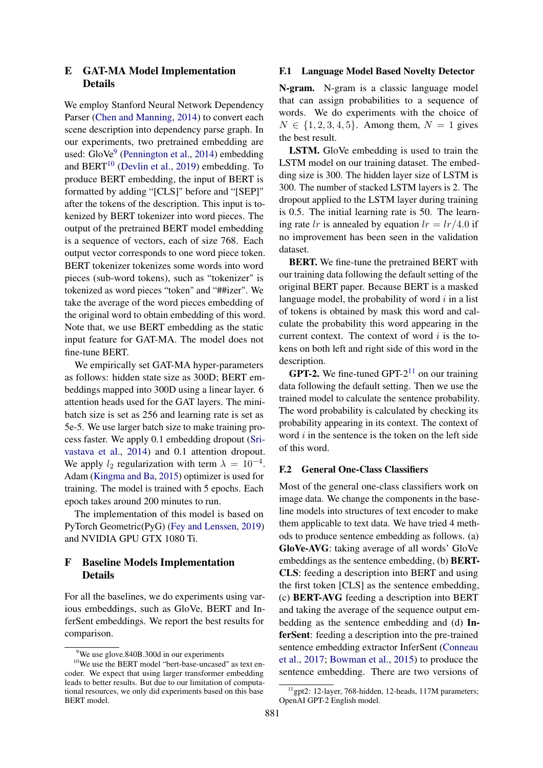## E GAT-MA Model Implementation Details

We employ Stanford Neural Network Dependency Parser (Chen and Manning, 2014) to convert each scene description into dependency parse graph. In our experiments, two pretrained embedding are used: GloVe[9] (Pennington et al., 2014) embedding and BERT[10] (Devlin et al., 2019) embedding. To produce BERT embedding, the input of BERT is formatted by adding "[CLS]" before and "[SEP]" after the tokens of the description. This input is tokenized by BERT tokenizer into word pieces. The output of the pretrained BERT model embedding is a sequence of vectors, each of size 768. Each output vector corresponds to one word piece token. BERT tokenizer tokenizes some words into word pieces (sub-word tokens), such as "tokenizer" is tokenized as word pieces "token" and "##izer". We take the average of the word pieces embedding of the original word to obtain embedding of this word. Note that, we use BERT embedding as the static input feature for GAT-MA. The model does not fine-tune BERT.

We empirically set GAT-MA hyper-parameters as follows: hidden state size as 300D; BERT embeddings mapped into 300D using a linear layer. 6 attention heads used for the GAT layers. The mini-batch size is set as 256 and learning rate is set as 5e-5. We use larger batch size to make training process faster. We apply 0.1 embedding dropout (Srivastava et al., 2014) and 0.1 attention dropout. We apply $l_2$ regularization with term $\lambda = 10^{-4}$. Adam (Kingma and Ba, 2015) optimizer is used for training. The model is trained with 5 epochs. Each epoch takes around 200 minutes to run.

The implementation of this model is based on PyTorch Geometric(PyG) (Fey and Lenssen, 2019) and NVIDIA GPU GTX 1080 Ti.

## F Baseline Models Implementation Details

For all the baselines, we do experiments using various embeddings, such as GloVe, BERT and InferSent embeddings. We report the best results for comparison.

### F.1 Language Model Based Novelty Detector

**N-gram.** N-gram is a classic language model that can assign probabilities to a sequence of words. We do experiments with the choice of $N \in \{1, 2, 3, 4, 5\}$. Among them, $N = 1$ gives the best result.

**LSTM.** GloVe embedding is used to train the LSTM model on our training dataset. The embedding size is 300. The hidden layer size of LSTM is 300. The number of stacked LSTM layers is 2. The dropout applied to the LSTM layer during training is 0.5. The initial learning rate is 50. The learning rate $lr$ is annealed by equation $lr = lr/4.0$ if no improvement has been seen in the validation dataset.

**BERT.** We fine-tune the pretrained BERT with our training data following the default setting of the original BERT paper. Because BERT is a masked language model, the probability of word $i$ in a list of tokens is obtained by mask this word and calculate the probability this word appearing in the current context. The context of word $i$ is the tokens on both left and right side of this word in the description.

**GPT-2.** We fine-tuned GPT-2[11] on our training data following the default setting. Then we use the trained model to calculate the sentence probability. The word probability is calculated by checking its probability appearing in its context. The context of word $i$ in the sentence is the token on the left side of this word.

### F.2 General One-Class Classifiers

Most of the general one-class classifiers work on image data. We change the components in the baseline models into structures of text encoder to make them applicable to text data. We have tried 4 methods to produce sentence embedding as follows. (a) **GloVe-AVG**: taking average of all words' GloVe embeddings as the sentence embedding, (b) **BERT-CLS**: feeding a description into BERT and using the first token [CLS] as the sentence embedding, (c) **BERT-AVG** feeding a description into BERT and taking the average of the sequence output embedding as the sentence embedding and (d) **InferSent**: feeding a description into the pre-trained sentence embedding extractor InferSent (Conneau et al., 2017; Bowman et al., 2015) to produce the sentence embedding. There are two versions of

[9] We use glove.840B.300d in our experiments

[10] We use the BERT model "bert-base-uncased" as text encoder. We expect that using larger transformer embedding leads to better results. But due to our limitation of computational resources, we only did experiments based on this base BERT model.

[11] gpt2: 12-layer, 768-hidden, 12-heads, 117M parameters; OpenAI GPT-2 English model.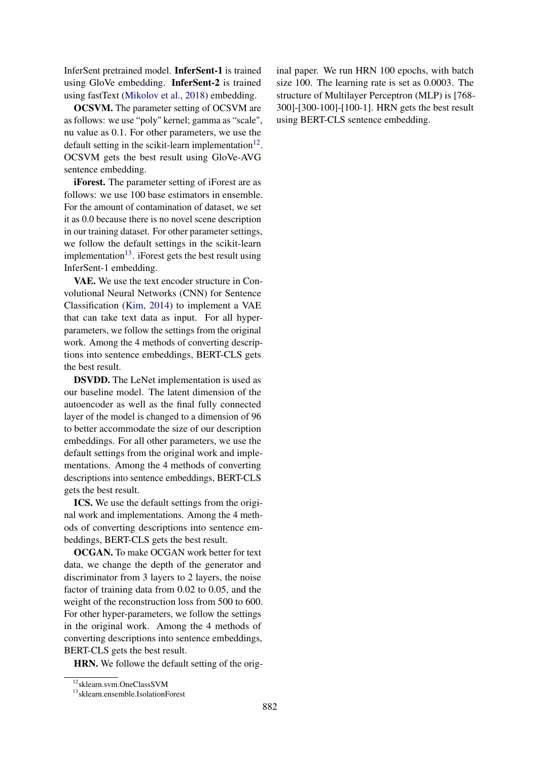InferSent pretrained model. **InferSent-1** is trained using GloVe embedding. **InferSent-2** is trained using fastText (Mikolov et al., 2018) embedding.

**OCSVM.** The parameter setting of OCSVM are as follows: we use "poly" kernel; gamma as "scale", nu value as 0.1. For other parameters, we use the default setting in the scikit-learn implementation[12]. OCSVM gets the best result using GloVe-AVG sentence embedding.

**iForest.** The parameter setting of iForest are as follows: we use 100 base estimators in ensemble. For the amount of contamination of dataset, we set it as 0.0 because there is no novel scene description in our training dataset. For other parameter settings, we follow the default settings in the scikit-learn implementation[13]. iForest gets the best result using InferSent-1 embedding.

**VAE.** We use the text encoder structure in Convolutional Neural Networks (CNN) for Sentence Classification (Kim, 2014) to implement a VAE that can take text data as input. For all hyperparameters, we follow the settings from the original work. Among the 4 methods of converting descriptions into sentence embeddings, BERT-CLS gets the best result.

**DSVDD.** The LeNet implementation is used as our baseline model. The latent dimension of the autoencoder as well as the final fully connected layer of the model is changed to a dimension of 96 to better accommodate the size of our description embeddings. For all other parameters, we use the default settings from the original work and implementations. Among the 4 methods of converting descriptions into sentence embeddings, BERT-CLS gets the best result.

**ICS.** We use the default settings from the original work and implementations. Among the 4 methods of converting descriptions into sentence embeddings, BERT-CLS gets the best result.

**OCGAN.** To make OCGAN work better for text data, we change the depth of the generator and discriminator from 3 layers to 2 layers, the noise factor of training data from 0.02 to 0.05, and the weight of the reconstruction loss from 500 to 600. For other hyper-parameters, we follow the settings in the original work. Among the 4 methods of converting descriptions into sentence embeddings, BERT-CLS gets the best result.

**HRN.** We followe the default setting of the original paper. We run HRN 100 epochs, with batch size 100. The learning rate is set as 0.0003. The structure of Multilayer Perceptron (MLP) is [768-300]-[300-100]-[100-1]. HRN gets the best result using BERT-CLS sentence embedding.

[12] sklearn.svm.OneClassSVM

[13] sklearn.ensemble.IsolationForest